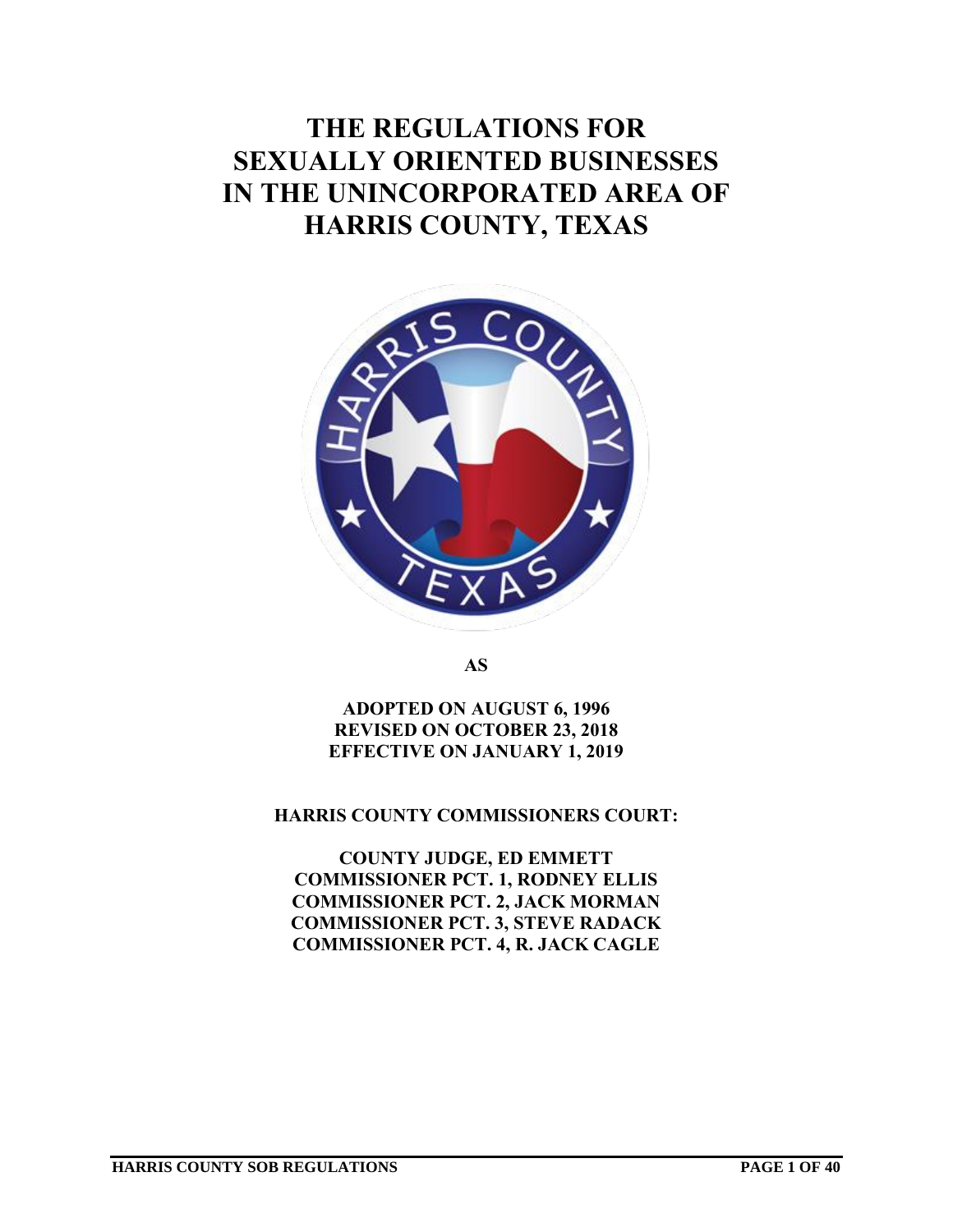# THE REGULATIONS FOR SEXUALLY ORIENTED BUSINESSES IN THE UNINCORPORATED AREA OF HARRIS COUNTY, TEXAS

**AS**

**ADOPTED ON AUGUST 6, 1996**
**REVISED ON OCTOBER 23, 2018**
**EFFECTIVE ON JANUARY 1, 2019**

**HARRIS COUNTY COMMISSIONERS COURT:**

**COUNTY JUDGE, ED EMMETT**
**COMMISSIONER PCT. 1, RODNEY ELLIS**
**COMMISSIONER PCT. 2, JACK MORMAN**
**COMMISSIONER PCT. 3, STEVE RADACK**
**COMMISSIONER PCT. 4, R. JACK CAGLE**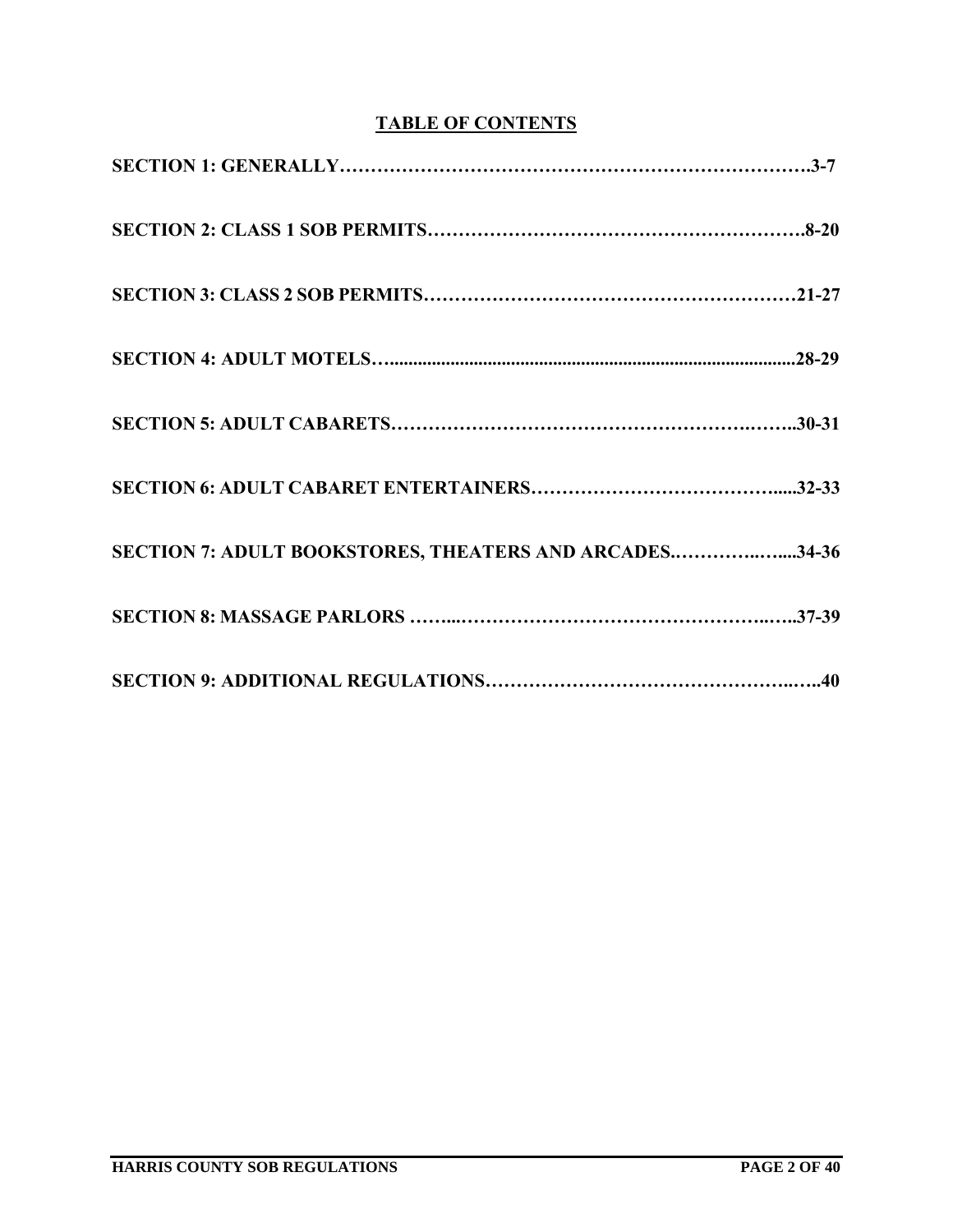## TABLE OF CONTENTS

**SECTION 1: GENERALLY……………………………………………………………….3-7**

**SECTION 2: CLASS 1 SOB PERMITS……………………………………………………8-20**

**SECTION 3: CLASS 2 SOB PERMITS…………………………………………………21-27**

**SECTION 4: ADULT MOTELS…......................................................................................28-29**

**SECTION 5: ADULT CABARETS………………………………………………..……..30-31**

**SECTION 6: ADULT CABARET ENTERTAINERS…………………………………......32-33**

**SECTION 7: ADULT BOOKSTORES, THEATERS AND ARCADES.………….…....34-36**

**SECTION 8: MASSAGE PARLORS ……...……………………………………….…..37-39**

**SECTION 9: ADDITIONAL REGULATIONS……………………………………….…..40**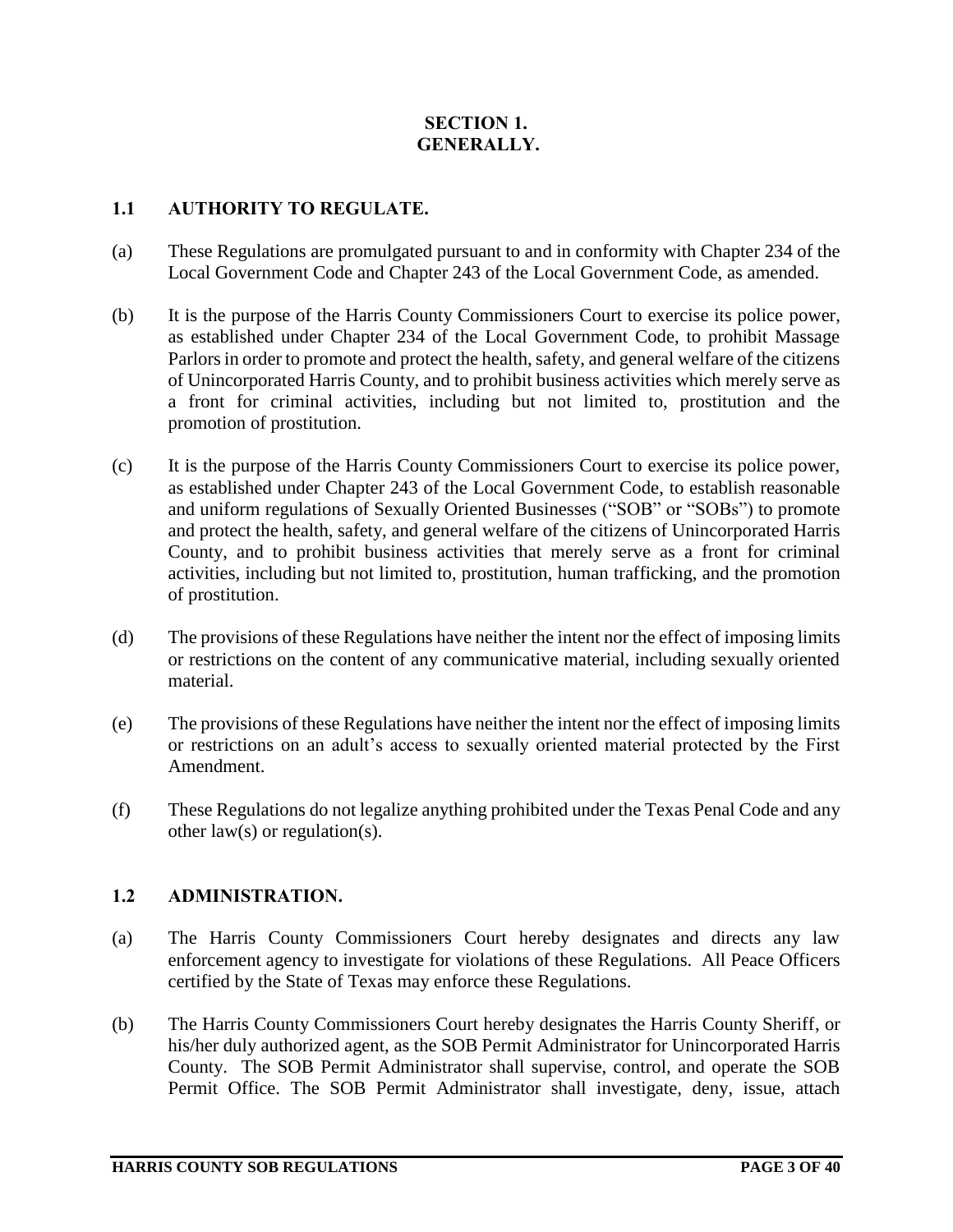# SECTION 1.
# GENERALLY.

## 1.1 AUTHORITY TO REGULATE.

(a) These Regulations are promulgated pursuant to and in conformity with Chapter 234 of the Local Government Code and Chapter 243 of the Local Government Code, as amended.

(b) It is the purpose of the Harris County Commissioners Court to exercise its police power, as established under Chapter 234 of the Local Government Code, to prohibit Massage Parlors in order to promote and protect the health, safety, and general welfare of the citizens of Unincorporated Harris County, and to prohibit business activities which merely serve as a front for criminal activities, including but not limited to, prostitution and the promotion of prostitution.

(c) It is the purpose of the Harris County Commissioners Court to exercise its police power, as established under Chapter 243 of the Local Government Code, to establish reasonable and uniform regulations of Sexually Oriented Businesses ("SOB" or "SOBs") to promote and protect the health, safety, and general welfare of the citizens of Unincorporated Harris County, and to prohibit business activities that merely serve as a front for criminal activities, including but not limited to, prostitution, human trafficking, and the promotion of prostitution.

(d) The provisions of these Regulations have neither the intent nor the effect of imposing limits or restrictions on the content of any communicative material, including sexually oriented material.

(e) The provisions of these Regulations have neither the intent nor the effect of imposing limits or restrictions on an adult's access to sexually oriented material protected by the First Amendment.

(f) These Regulations do not legalize anything prohibited under the Texas Penal Code and any other law(s) or regulation(s).

## 1.2 ADMINISTRATION.

(a) The Harris County Commissioners Court hereby designates and directs any law enforcement agency to investigate for violations of these Regulations. All Peace Officers certified by the State of Texas may enforce these Regulations.

(b) The Harris County Commissioners Court hereby designates the Harris County Sheriff, or his/her duly authorized agent, as the SOB Permit Administrator for Unincorporated Harris County. The SOB Permit Administrator shall supervise, control, and operate the SOB Permit Office. The SOB Permit Administrator shall investigate, deny, issue, attach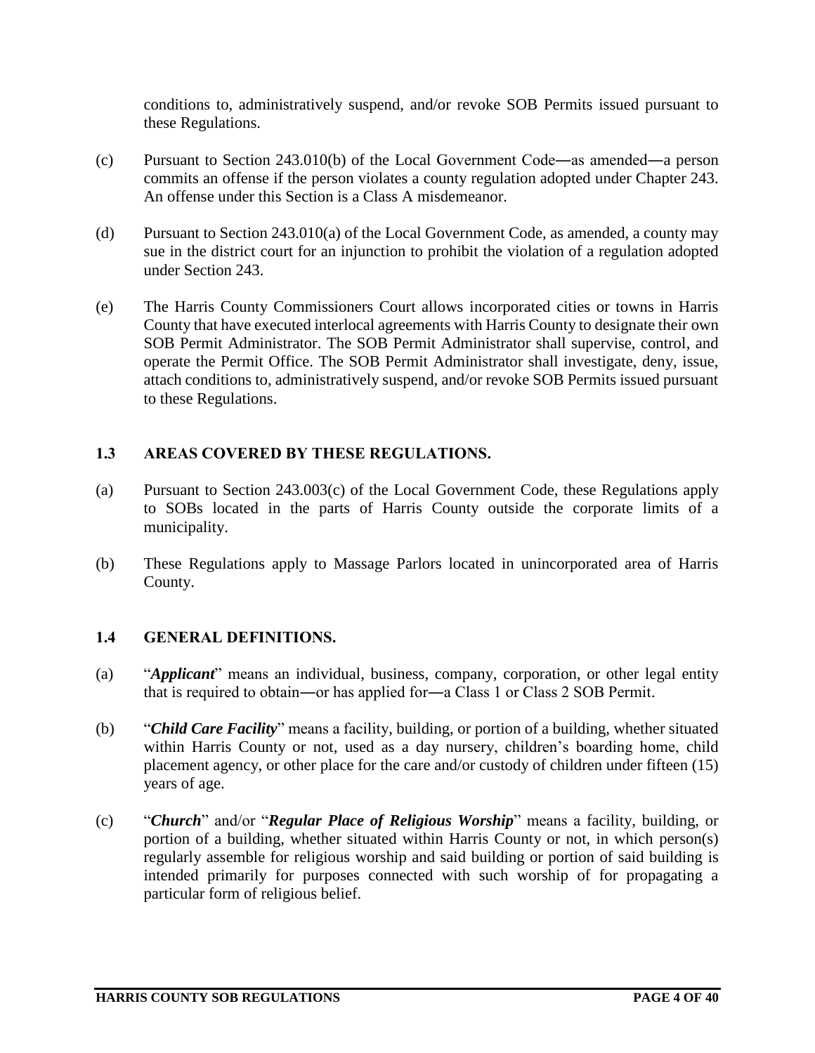conditions to, administratively suspend, and/or revoke SOB Permits issued pursuant to these Regulations.

(c) Pursuant to Section 243.010(b) of the Local Government Code―as amended―a person commits an offense if the person violates a county regulation adopted under Chapter 243. An offense under this Section is a Class A misdemeanor.

(d) Pursuant to Section 243.010(a) of the Local Government Code, as amended, a county may sue in the district court for an injunction to prohibit the violation of a regulation adopted under Section 243.

(e) The Harris County Commissioners Court allows incorporated cities or towns in Harris County that have executed interlocal agreements with Harris County to designate their own SOB Permit Administrator. The SOB Permit Administrator shall supervise, control, and operate the Permit Office. The SOB Permit Administrator shall investigate, deny, issue, attach conditions to, administratively suspend, and/or revoke SOB Permits issued pursuant to these Regulations.

## 1.3 AREAS COVERED BY THESE REGULATIONS.

(a) Pursuant to Section 243.003(c) of the Local Government Code, these Regulations apply to SOBs located in the parts of Harris County outside the corporate limits of a municipality.

(b) These Regulations apply to Massage Parlors located in unincorporated area of Harris County.

## 1.4 GENERAL DEFINITIONS.

(a) "***Applicant***" means an individual, business, company, corporation, or other legal entity that is required to obtain―or has applied for―a Class 1 or Class 2 SOB Permit.

(b) "***Child Care Facility***" means a facility, building, or portion of a building, whether situated within Harris County or not, used as a day nursery, children's boarding home, child placement agency, or other place for the care and/or custody of children under fifteen (15) years of age.

(c) "***Church***" and/or "***Regular Place of Religious Worship***" means a facility, building, or portion of a building, whether situated within Harris County or not, in which person(s) regularly assemble for religious worship and said building or portion of said building is intended primarily for purposes connected with such worship of for propagating a particular form of religious belief.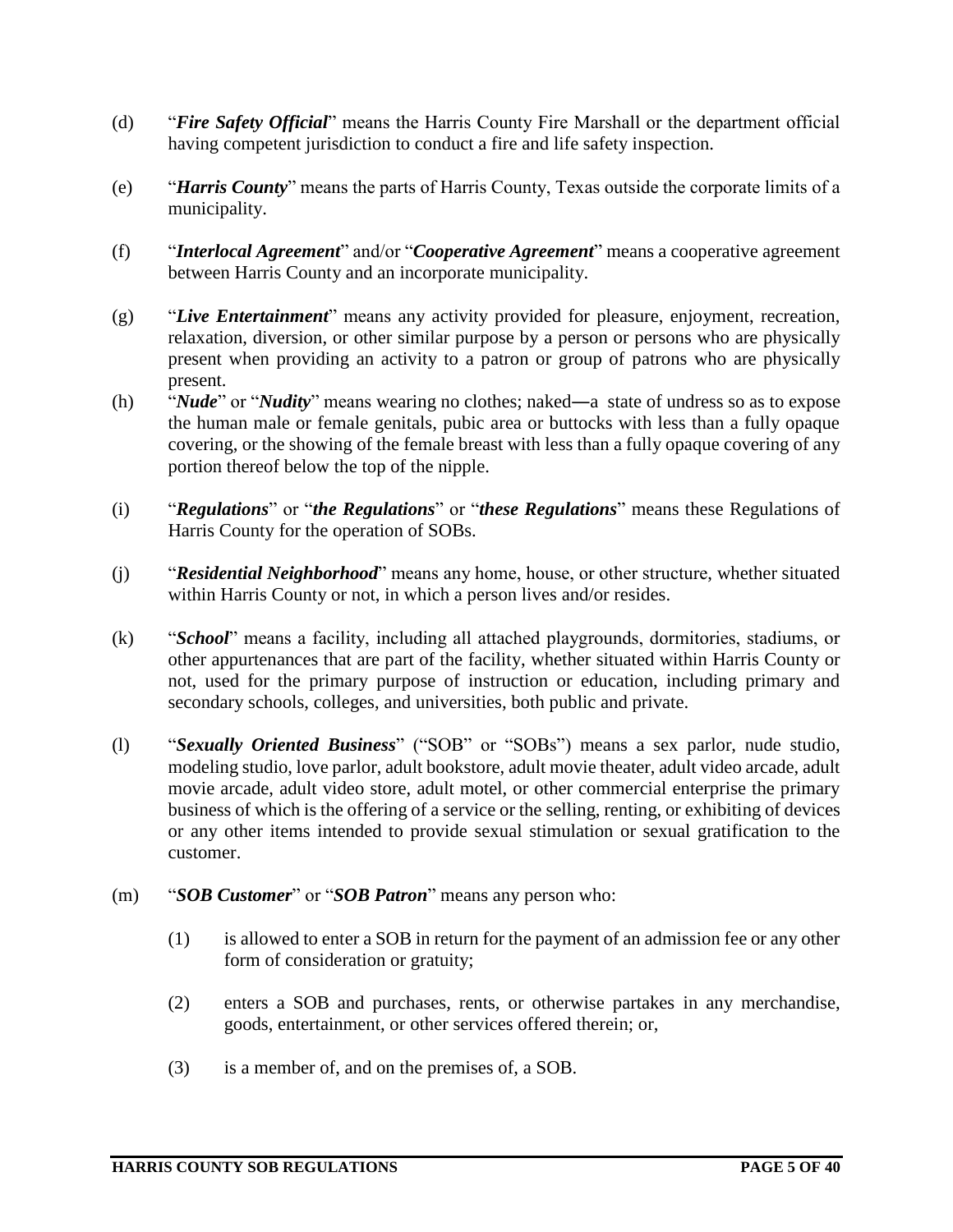(d) "***Fire Safety Official***" means the Harris County Fire Marshall or the department official having competent jurisdiction to conduct a fire and life safety inspection.

(e) "***Harris County***" means the parts of Harris County, Texas outside the corporate limits of a municipality.

(f) "***Interlocal Agreement***" and/or "***Cooperative Agreement***" means a cooperative agreement between Harris County and an incorporate municipality.

(g) "***Live Entertainment***" means any activity provided for pleasure, enjoyment, recreation, relaxation, diversion, or other similar purpose by a person or persons who are physically present when providing an activity to a patron or group of patrons who are physically present.

(h) "***Nude***" or "***Nudity***" means wearing no clothes; naked—a state of undress so as to expose the human male or female genitals, pubic area or buttocks with less than a fully opaque covering, or the showing of the female breast with less than a fully opaque covering of any portion thereof below the top of the nipple.

(i) "***Regulations***" or "***the Regulations***" or "***these Regulations***" means these Regulations of Harris County for the operation of SOBs.

(j) "***Residential Neighborhood***" means any home, house, or other structure, whether situated within Harris County or not, in which a person lives and/or resides.

(k) "***School***" means a facility, including all attached playgrounds, dormitories, stadiums, or other appurtenances that are part of the facility, whether situated within Harris County or not, used for the primary purpose of instruction or education, including primary and secondary schools, colleges, and universities, both public and private.

(l) "***Sexually Oriented Business***" ("SOB" or "SOBs") means a sex parlor, nude studio, modeling studio, love parlor, adult bookstore, adult movie theater, adult video arcade, adult movie arcade, adult video store, adult motel, or other commercial enterprise the primary business of which is the offering of a service or the selling, renting, or exhibiting of devices or any other items intended to provide sexual stimulation or sexual gratification to the customer.

(m) "***SOB Customer***" or "***SOB Patron***" means any person who:

(1) is allowed to enter a SOB in return for the payment of an admission fee or any other form of consideration or gratuity;

(2) enters a SOB and purchases, rents, or otherwise partakes in any merchandise, goods, entertainment, or other services offered therein; or,

(3) is a member of, and on the premises of, a SOB.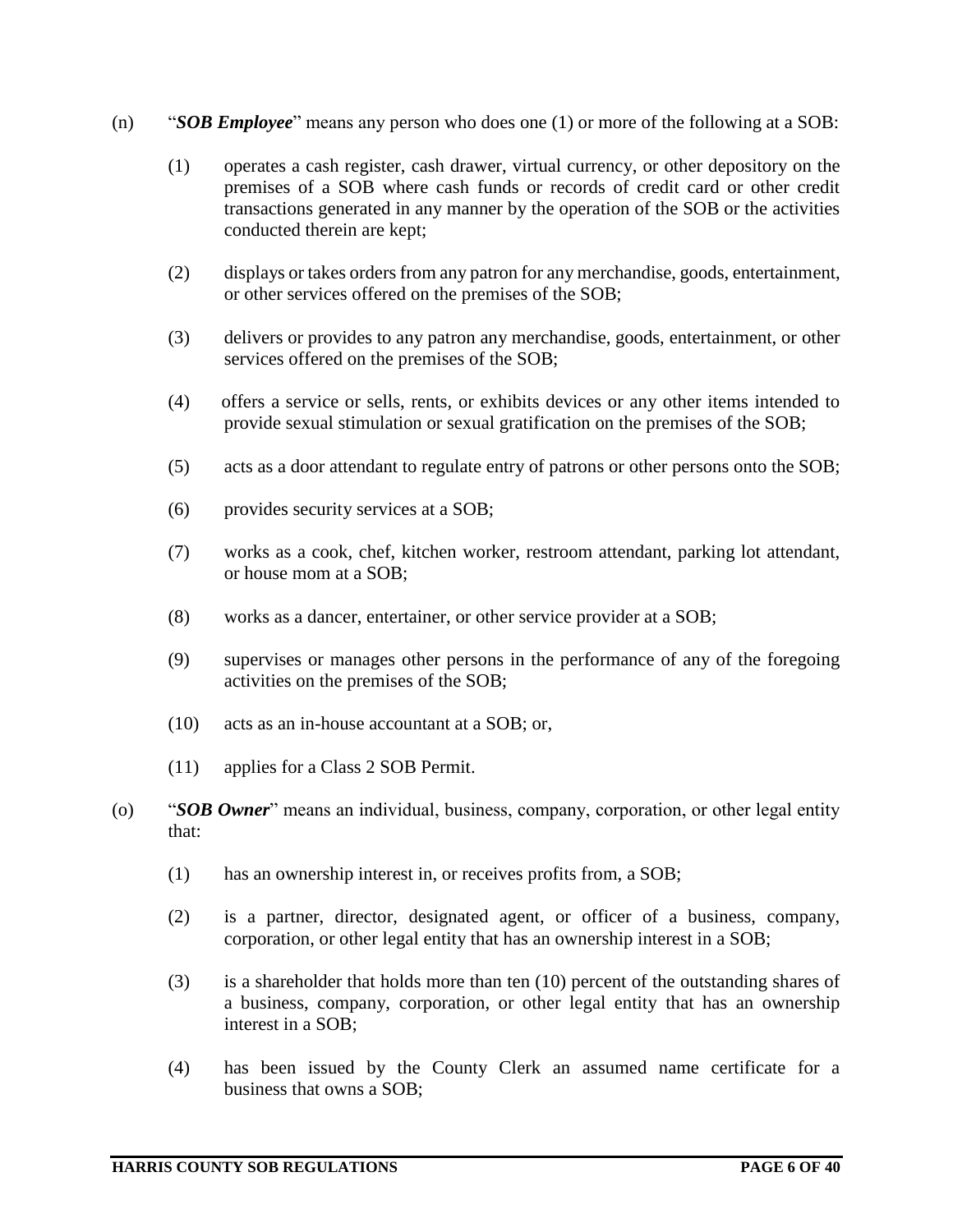(n) "***SOB Employee***" means any person who does one (1) or more of the following at a SOB:

(1) operates a cash register, cash drawer, virtual currency, or other depository on the premises of a SOB where cash funds or records of credit card or other credit transactions generated in any manner by the operation of the SOB or the activities conducted therein are kept;

(2) displays or takes orders from any patron for any merchandise, goods, entertainment, or other services offered on the premises of the SOB;

(3) delivers or provides to any patron any merchandise, goods, entertainment, or other services offered on the premises of the SOB;

(4) offers a service or sells, rents, or exhibits devices or any other items intended to provide sexual stimulation or sexual gratification on the premises of the SOB;

(5) acts as a door attendant to regulate entry of patrons or other persons onto the SOB;

(6) provides security services at a SOB;

(7) works as a cook, chef, kitchen worker, restroom attendant, parking lot attendant, or house mom at a SOB;

(8) works as a dancer, entertainer, or other service provider at a SOB;

(9) supervises or manages other persons in the performance of any of the foregoing activities on the premises of the SOB;

(10) acts as an in-house accountant at a SOB; or,

(11) applies for a Class 2 SOB Permit.

(o) "***SOB Owner***" means an individual, business, company, corporation, or other legal entity that:

(1) has an ownership interest in, or receives profits from, a SOB;

(2) is a partner, director, designated agent, or officer of a business, company, corporation, or other legal entity that has an ownership interest in a SOB;

(3) is a shareholder that holds more than ten (10) percent of the outstanding shares of a business, company, corporation, or other legal entity that has an ownership interest in a SOB;

(4) has been issued by the County Clerk an assumed name certificate for a business that owns a SOB;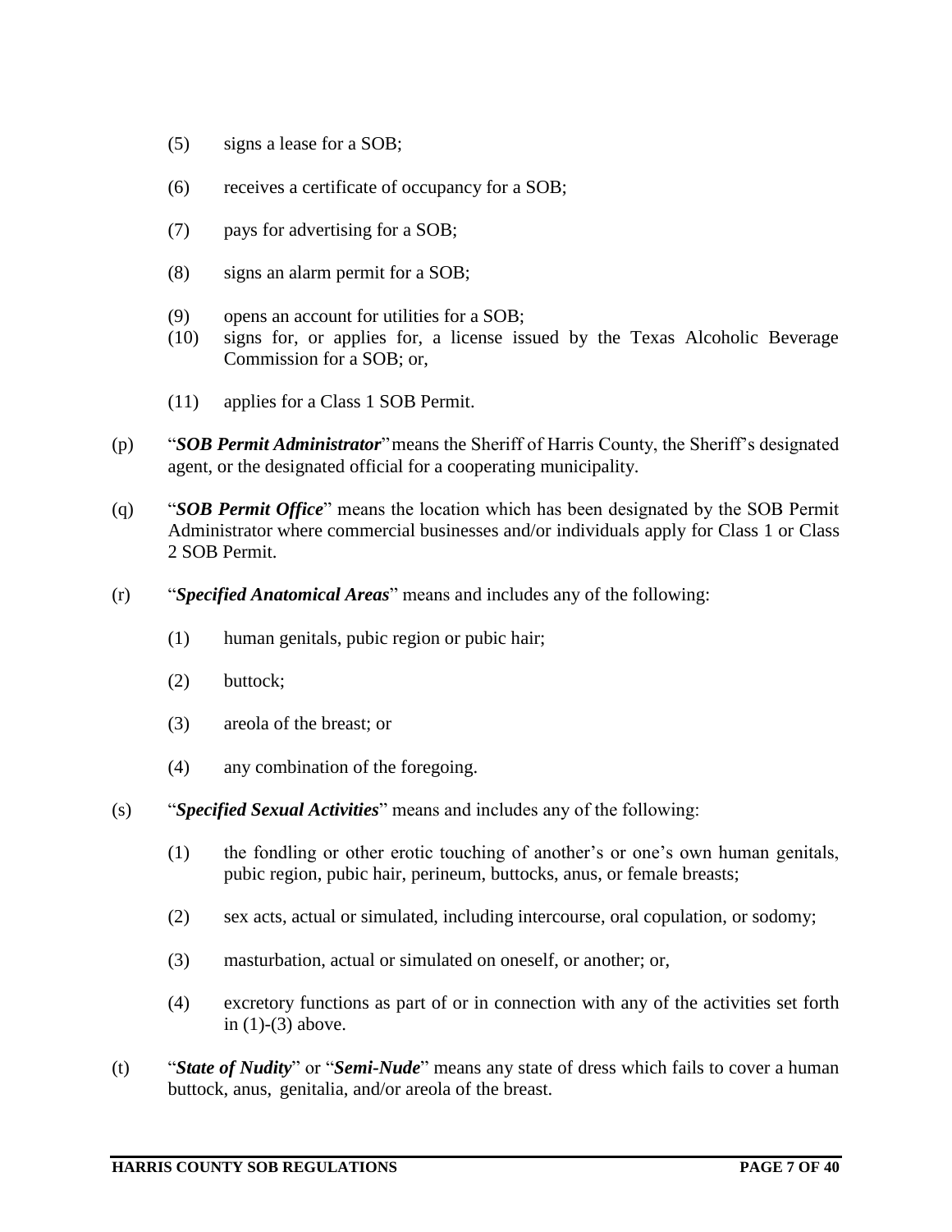(5) signs a lease for a SOB;

(6) receives a certificate of occupancy for a SOB;

(7) pays for advertising for a SOB;

(8) signs an alarm permit for a SOB;

(9) opens an account for utilities for a SOB;

(10) signs for, or applies for, a license issued by the Texas Alcoholic Beverage Commission for a SOB; or,

(11) applies for a Class 1 SOB Permit.

(p) "***SOB Permit Administrator***" means the Sheriff of Harris County, the Sheriff's designated agent, or the designated official for a cooperating municipality.

(q) "***SOB Permit Office***" means the location which has been designated by the SOB Permit Administrator where commercial businesses and/or individuals apply for Class 1 or Class 2 SOB Permit.

(r) "***Specified Anatomical Areas***" means and includes any of the following:

(1) human genitals, pubic region or pubic hair;

(2) buttock;

(3) areola of the breast; or

(4) any combination of the foregoing.

(s) "***Specified Sexual Activities***" means and includes any of the following:

(1) the fondling or other erotic touching of another's or one's own human genitals, pubic region, pubic hair, perineum, buttocks, anus, or female breasts;

(2) sex acts, actual or simulated, including intercourse, oral copulation, or sodomy;

(3) masturbation, actual or simulated on oneself, or another; or,

(4) excretory functions as part of or in connection with any of the activities set forth in (1)-(3) above.

(t) "***State of Nudity***" or "***Semi-Nude***" means any state of dress which fails to cover a human buttock, anus, genitalia, and/or areola of the breast.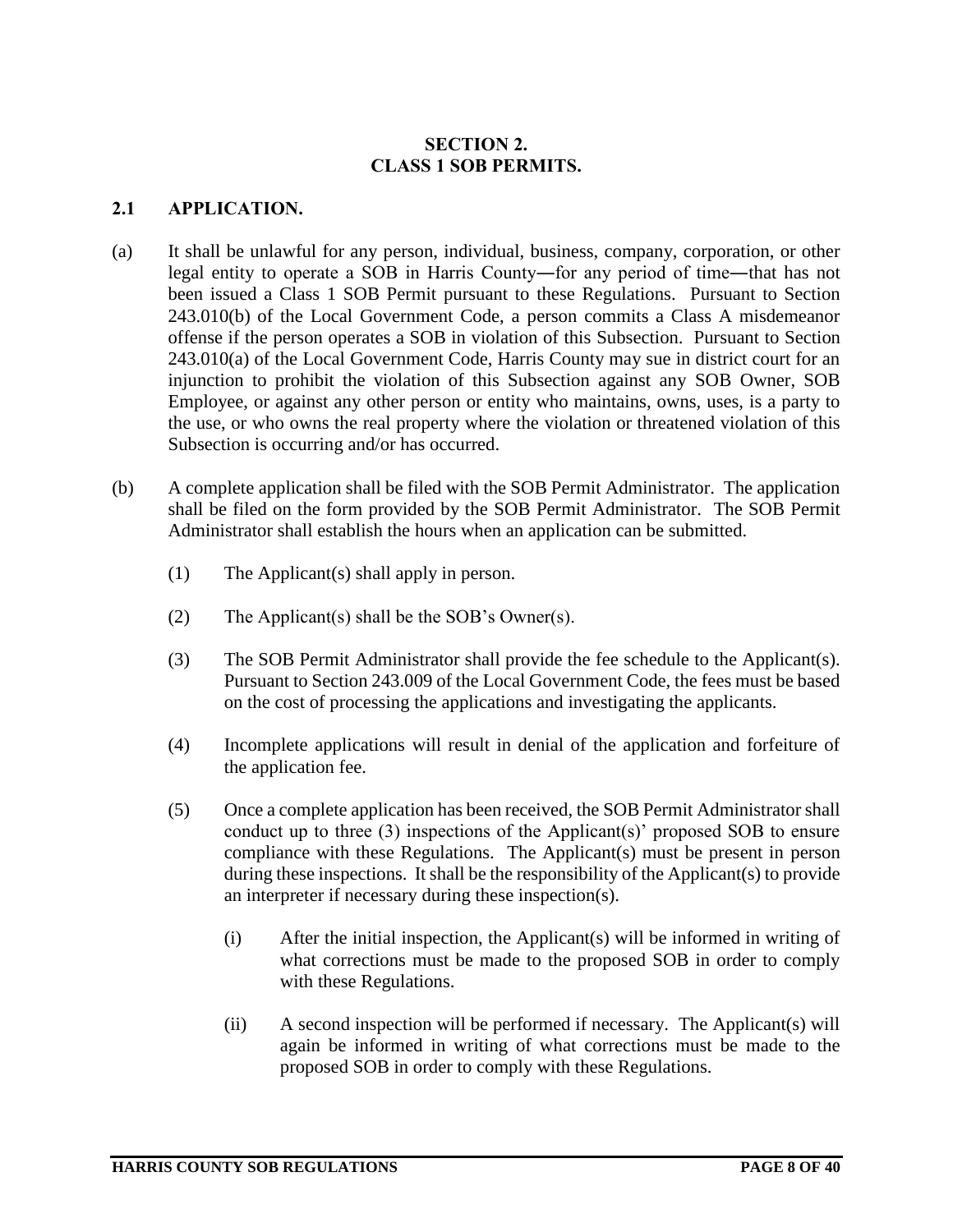## SECTION 2.
## CLASS 1 SOB PERMITS.

### 2.1 APPLICATION.

(a) It shall be unlawful for any person, individual, business, company, corporation, or other legal entity to operate a SOB in Harris County―for any period of time―that has not been issued a Class 1 SOB Permit pursuant to these Regulations. Pursuant to Section 243.010(b) of the Local Government Code, a person commits a Class A misdemeanor offense if the person operates a SOB in violation of this Subsection. Pursuant to Section 243.010(a) of the Local Government Code, Harris County may sue in district court for an injunction to prohibit the violation of this Subsection against any SOB Owner, SOB Employee, or against any other person or entity who maintains, owns, uses, is a party to the use, or who owns the real property where the violation or threatened violation of this Subsection is occurring and/or has occurred.

(b) A complete application shall be filed with the SOB Permit Administrator. The application shall be filed on the form provided by the SOB Permit Administrator. The SOB Permit Administrator shall establish the hours when an application can be submitted.

  (1) The Applicant(s) shall apply in person.

  (2) The Applicant(s) shall be the SOB's Owner(s).

  (3) The SOB Permit Administrator shall provide the fee schedule to the Applicant(s). Pursuant to Section 243.009 of the Local Government Code, the fees must be based on the cost of processing the applications and investigating the applicants.

  (4) Incomplete applications will result in denial of the application and forfeiture of the application fee.

  (5) Once a complete application has been received, the SOB Permit Administrator shall conduct up to three (3) inspections of the Applicant(s)' proposed SOB to ensure compliance with these Regulations. The Applicant(s) must be present in person during these inspections. It shall be the responsibility of the Applicant(s) to provide an interpreter if necessary during these inspection(s).

    (i) After the initial inspection, the Applicant(s) will be informed in writing of what corrections must be made to the proposed SOB in order to comply with these Regulations.

    (ii) A second inspection will be performed if necessary. The Applicant(s) will again be informed in writing of what corrections must be made to the proposed SOB in order to comply with these Regulations.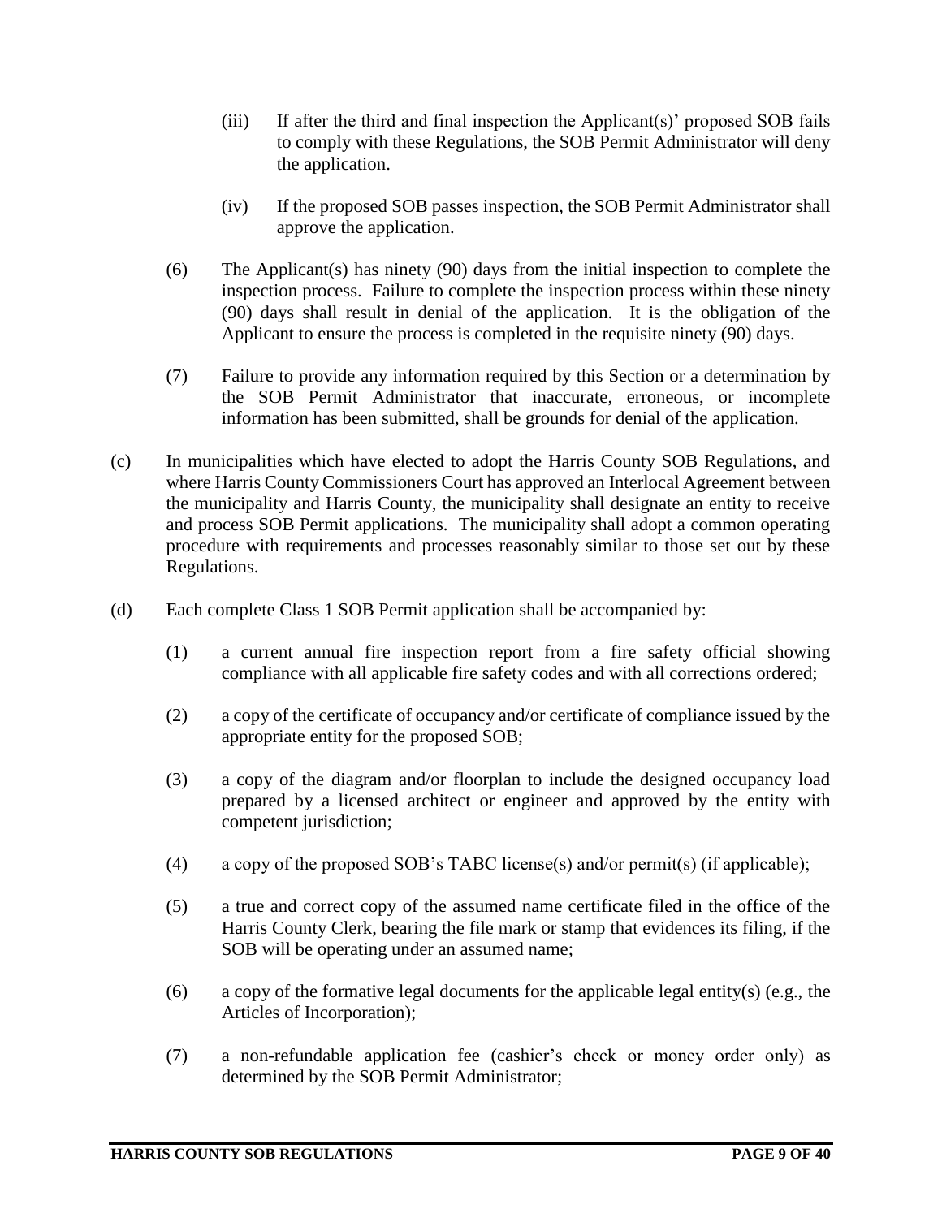(iii) If after the third and final inspection the Applicant(s)' proposed SOB fails to comply with these Regulations, the SOB Permit Administrator will deny the application.

(iv) If the proposed SOB passes inspection, the SOB Permit Administrator shall approve the application.

(6) The Applicant(s) has ninety (90) days from the initial inspection to complete the inspection process. Failure to complete the inspection process within these ninety (90) days shall result in denial of the application. It is the obligation of the Applicant to ensure the process is completed in the requisite ninety (90) days.

(7) Failure to provide any information required by this Section or a determination by the SOB Permit Administrator that inaccurate, erroneous, or incomplete information has been submitted, shall be grounds for denial of the application.

(c) In municipalities which have elected to adopt the Harris County SOB Regulations, and where Harris County Commissioners Court has approved an Interlocal Agreement between the municipality and Harris County, the municipality shall designate an entity to receive and process SOB Permit applications. The municipality shall adopt a common operating procedure with requirements and processes reasonably similar to those set out by these Regulations.

(d) Each complete Class 1 SOB Permit application shall be accompanied by:

(1) a current annual fire inspection report from a fire safety official showing compliance with all applicable fire safety codes and with all corrections ordered;

(2) a copy of the certificate of occupancy and/or certificate of compliance issued by the appropriate entity for the proposed SOB;

(3) a copy of the diagram and/or floorplan to include the designed occupancy load prepared by a licensed architect or engineer and approved by the entity with competent jurisdiction;

(4) a copy of the proposed SOB's TABC license(s) and/or permit(s) (if applicable);

(5) a true and correct copy of the assumed name certificate filed in the office of the Harris County Clerk, bearing the file mark or stamp that evidences its filing, if the SOB will be operating under an assumed name;

(6) a copy of the formative legal documents for the applicable legal entity(s) (e.g., the Articles of Incorporation);

(7) a non-refundable application fee (cashier's check or money order only) as determined by the SOB Permit Administrator;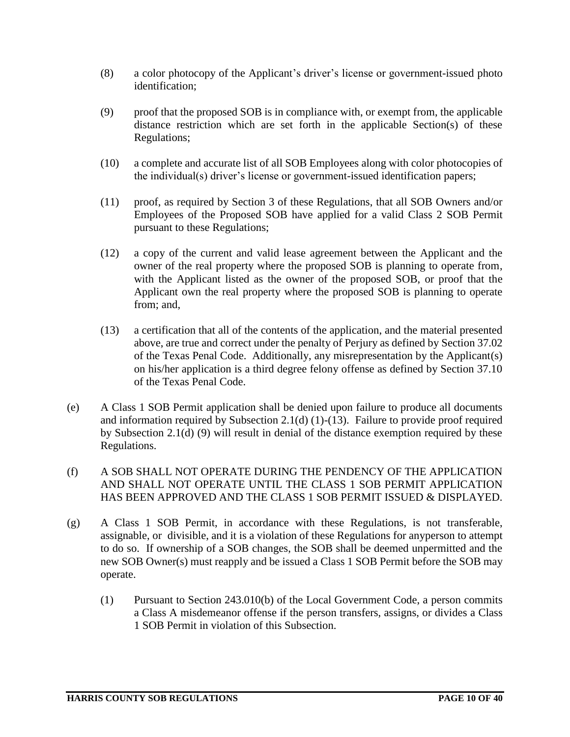(8) a color photocopy of the Applicant's driver's license or government-issued photo identification;

(9) proof that the proposed SOB is in compliance with, or exempt from, the applicable distance restriction which are set forth in the applicable Section(s) of these Regulations;

(10) a complete and accurate list of all SOB Employees along with color photocopies of the individual(s) driver's license or government-issued identification papers;

(11) proof, as required by Section 3 of these Regulations, that all SOB Owners and/or Employees of the Proposed SOB have applied for a valid Class 2 SOB Permit pursuant to these Regulations;

(12) a copy of the current and valid lease agreement between the Applicant and the owner of the real property where the proposed SOB is planning to operate from, with the Applicant listed as the owner of the proposed SOB, or proof that the Applicant own the real property where the proposed SOB is planning to operate from; and,

(13) a certification that all of the contents of the application, and the material presented above, are true and correct under the penalty of Perjury as defined by Section 37.02 of the Texas Penal Code. Additionally, any misrepresentation by the Applicant(s) on his/her application is a third degree felony offense as defined by Section 37.10 of the Texas Penal Code.

(e) A Class 1 SOB Permit application shall be denied upon failure to produce all documents and information required by Subsection 2.1(d) (1)-(13). Failure to provide proof required by Subsection 2.1(d) (9) will result in denial of the distance exemption required by these Regulations.

(f) A SOB SHALL NOT OPERATE DURING THE PENDENCY OF THE APPLICATION AND SHALL NOT OPERATE UNTIL THE CLASS 1 SOB PERMIT APPLICATION HAS BEEN APPROVED AND THE CLASS 1 SOB PERMIT ISSUED & DISPLAYED.

(g) A Class 1 SOB Permit, in accordance with these Regulations, is not transferable, assignable, or divisible, and it is a violation of these Regulations for anyperson to attempt to do so. If ownership of a SOB changes, the SOB shall be deemed unpermitted and the new SOB Owner(s) must reapply and be issued a Class 1 SOB Permit before the SOB may operate.

(1) Pursuant to Section 243.010(b) of the Local Government Code, a person commits a Class A misdemeanor offense if the person transfers, assigns, or divides a Class 1 SOB Permit in violation of this Subsection.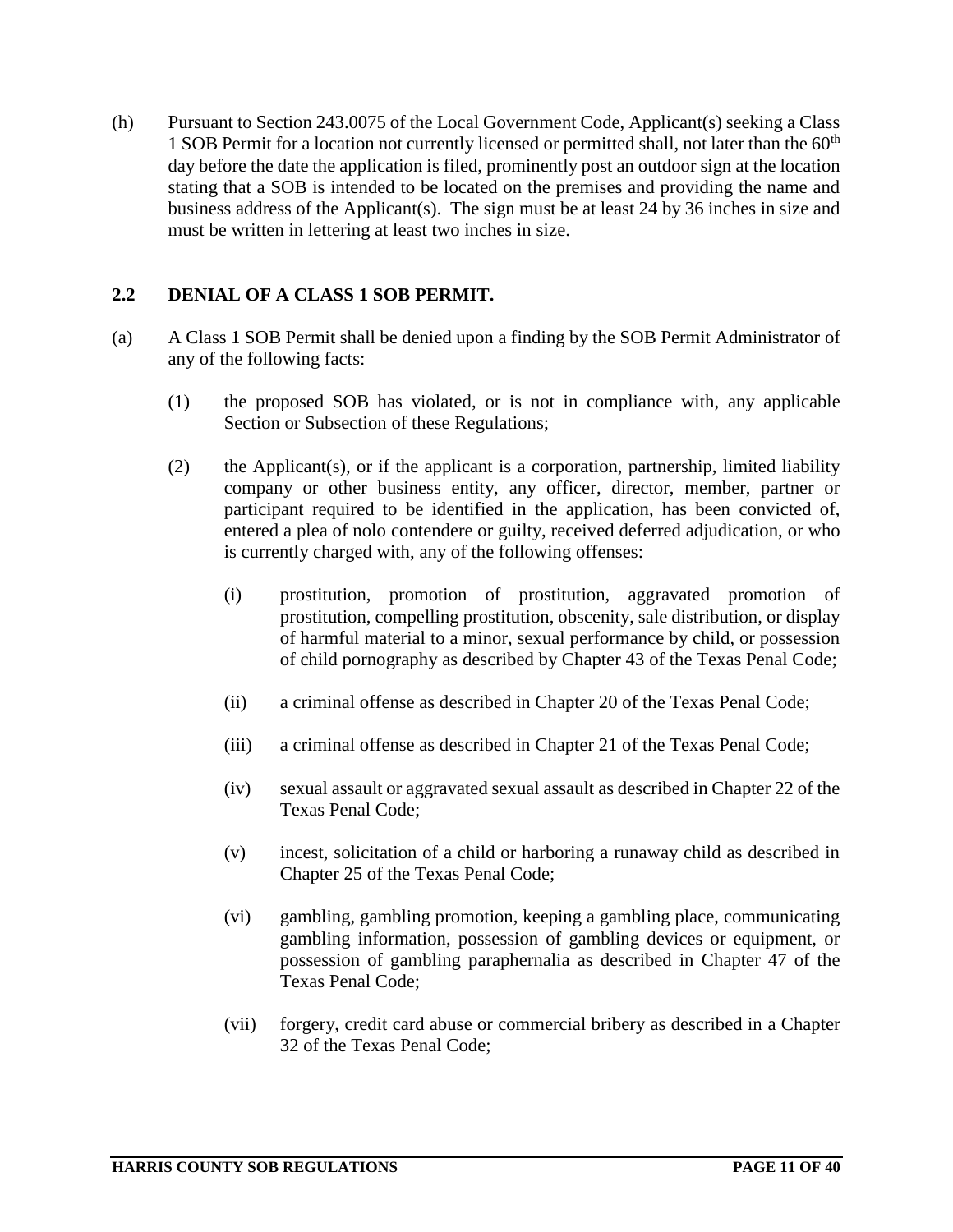(h) Pursuant to Section 243.0075 of the Local Government Code, Applicant(s) seeking a Class 1 SOB Permit for a location not currently licensed or permitted shall, not later than the 60th day before the date the application is filed, prominently post an outdoor sign at the location stating that a SOB is intended to be located on the premises and providing the name and business address of the Applicant(s). The sign must be at least 24 by 36 inches in size and must be written in lettering at least two inches in size.

## 2.2 DENIAL OF A CLASS 1 SOB PERMIT.

(a) A Class 1 SOB Permit shall be denied upon a finding by the SOB Permit Administrator of any of the following facts:

(1) the proposed SOB has violated, or is not in compliance with, any applicable Section or Subsection of these Regulations;

(2) the Applicant(s), or if the applicant is a corporation, partnership, limited liability company or other business entity, any officer, director, member, partner or participant required to be identified in the application, has been convicted of, entered a plea of nolo contendere or guilty, received deferred adjudication, or who is currently charged with, any of the following offenses:

(i) prostitution, promotion of prostitution, aggravated promotion of prostitution, compelling prostitution, obscenity, sale distribution, or display of harmful material to a minor, sexual performance by child, or possession of child pornography as described by Chapter 43 of the Texas Penal Code;

(ii) a criminal offense as described in Chapter 20 of the Texas Penal Code;

(iii) a criminal offense as described in Chapter 21 of the Texas Penal Code;

(iv) sexual assault or aggravated sexual assault as described in Chapter 22 of the Texas Penal Code;

(v) incest, solicitation of a child or harboring a runaway child as described in Chapter 25 of the Texas Penal Code;

(vi) gambling, gambling promotion, keeping a gambling place, communicating gambling information, possession of gambling devices or equipment, or possession of gambling paraphernalia as described in Chapter 47 of the Texas Penal Code;

(vii) forgery, credit card abuse or commercial bribery as described in a Chapter 32 of the Texas Penal Code;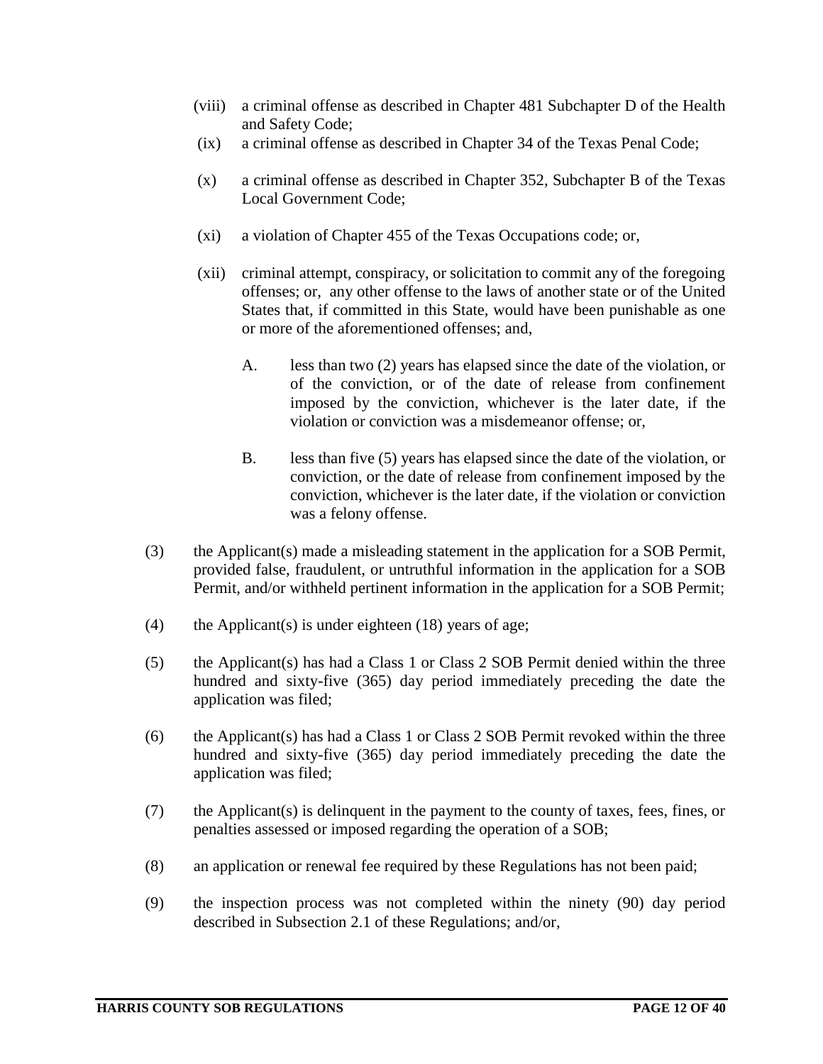(viii) a criminal offense as described in Chapter 481 Subchapter D of the Health and Safety Code;

(ix) a criminal offense as described in Chapter 34 of the Texas Penal Code;

(x) a criminal offense as described in Chapter 352, Subchapter B of the Texas Local Government Code;

(xi) a violation of Chapter 455 of the Texas Occupations code; or,

(xii) criminal attempt, conspiracy, or solicitation to commit any of the foregoing offenses; or, any other offense to the laws of another state or of the United States that, if committed in this State, would have been punishable as one or more of the aforementioned offenses; and,

A. less than two (2) years has elapsed since the date of the violation, or of the conviction, or of the date of release from confinement imposed by the conviction, whichever is the later date, if the violation or conviction was a misdemeanor offense; or,

B. less than five (5) years has elapsed since the date of the violation, or conviction, or the date of release from confinement imposed by the conviction, whichever is the later date, if the violation or conviction was a felony offense.

(3) the Applicant(s) made a misleading statement in the application for a SOB Permit, provided false, fraudulent, or untruthful information in the application for a SOB Permit, and/or withheld pertinent information in the application for a SOB Permit;

(4) the Applicant(s) is under eighteen (18) years of age;

(5) the Applicant(s) has had a Class 1 or Class 2 SOB Permit denied within the three hundred and sixty-five (365) day period immediately preceding the date the application was filed;

(6) the Applicant(s) has had a Class 1 or Class 2 SOB Permit revoked within the three hundred and sixty-five (365) day period immediately preceding the date the application was filed;

(7) the Applicant(s) is delinquent in the payment to the county of taxes, fees, fines, or penalties assessed or imposed regarding the operation of a SOB;

(8) an application or renewal fee required by these Regulations has not been paid;

(9) the inspection process was not completed within the ninety (90) day period described in Subsection 2.1 of these Regulations; and/or,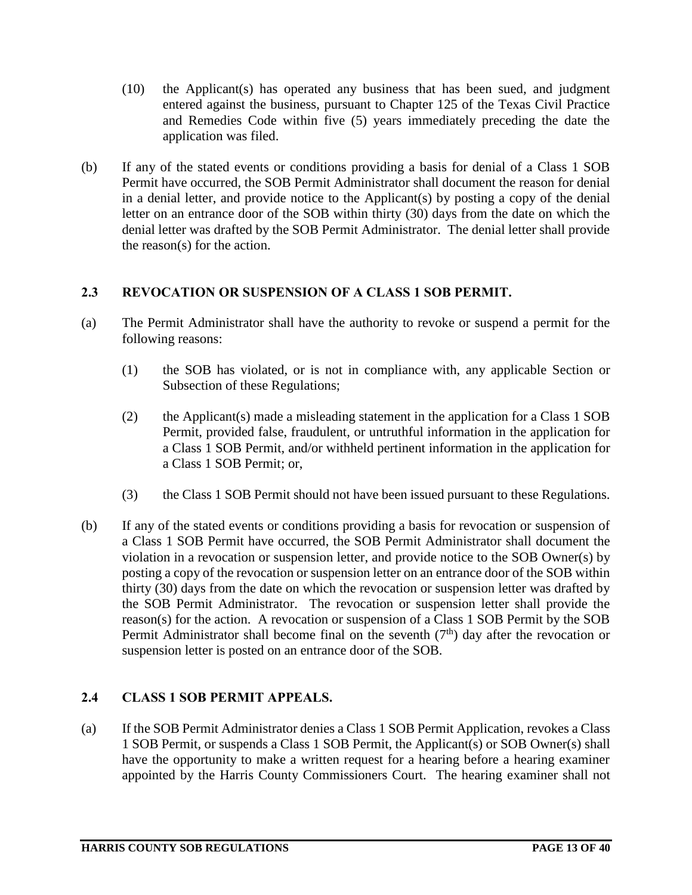(10) the Applicant(s) has operated any business that has been sued, and judgment entered against the business, pursuant to Chapter 125 of the Texas Civil Practice and Remedies Code within five (5) years immediately preceding the date the application was filed.

(b) If any of the stated events or conditions providing a basis for denial of a Class 1 SOB Permit have occurred, the SOB Permit Administrator shall document the reason for denial in a denial letter, and provide notice to the Applicant(s) by posting a copy of the denial letter on an entrance door of the SOB within thirty (30) days from the date on which the denial letter was drafted by the SOB Permit Administrator. The denial letter shall provide the reason(s) for the action.

### 2.3 REVOCATION OR SUSPENSION OF A CLASS 1 SOB PERMIT.

(a) The Permit Administrator shall have the authority to revoke or suspend a permit for the following reasons:

(1) the SOB has violated, or is not in compliance with, any applicable Section or Subsection of these Regulations;

(2) the Applicant(s) made a misleading statement in the application for a Class 1 SOB Permit, provided false, fraudulent, or untruthful information in the application for a Class 1 SOB Permit, and/or withheld pertinent information in the application for a Class 1 SOB Permit; or,

(3) the Class 1 SOB Permit should not have been issued pursuant to these Regulations.

(b) If any of the stated events or conditions providing a basis for revocation or suspension of a Class 1 SOB Permit have occurred, the SOB Permit Administrator shall document the violation in a revocation or suspension letter, and provide notice to the SOB Owner(s) by posting a copy of the revocation or suspension letter on an entrance door of the SOB within thirty (30) days from the date on which the revocation or suspension letter was drafted by the SOB Permit Administrator. The revocation or suspension letter shall provide the reason(s) for the action. A revocation or suspension of a Class 1 SOB Permit by the SOB Permit Administrator shall become final on the seventh (7th) day after the revocation or suspension letter is posted on an entrance door of the SOB.

### 2.4 CLASS 1 SOB PERMIT APPEALS.

(a) If the SOB Permit Administrator denies a Class 1 SOB Permit Application, revokes a Class 1 SOB Permit, or suspends a Class 1 SOB Permit, the Applicant(s) or SOB Owner(s) shall have the opportunity to make a written request for a hearing before a hearing examiner appointed by the Harris County Commissioners Court. The hearing examiner shall not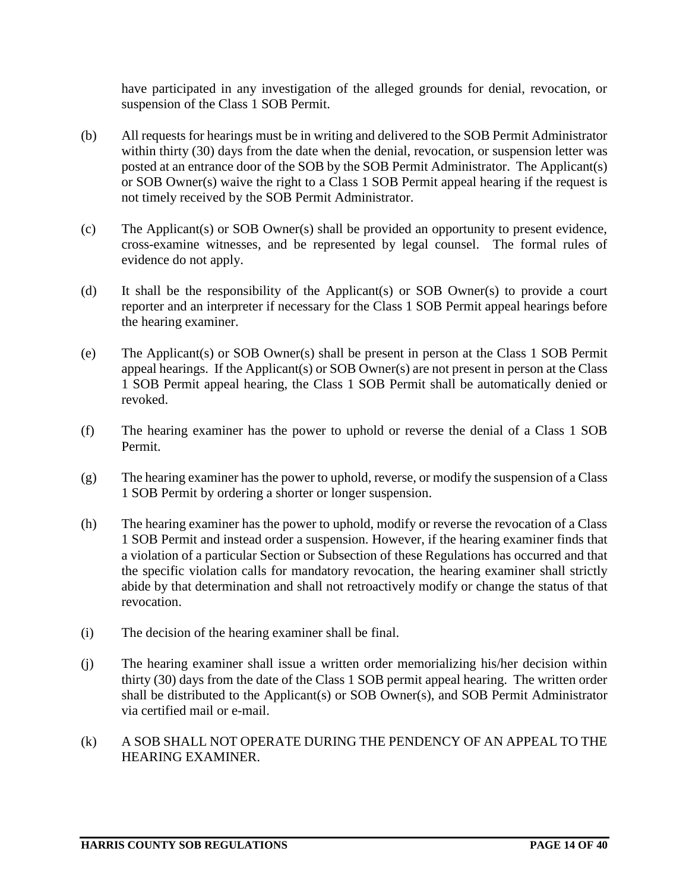have participated in any investigation of the alleged grounds for denial, revocation, or suspension of the Class 1 SOB Permit.

(b) All requests for hearings must be in writing and delivered to the SOB Permit Administrator within thirty (30) days from the date when the denial, revocation, or suspension letter was posted at an entrance door of the SOB by the SOB Permit Administrator. The Applicant(s) or SOB Owner(s) waive the right to a Class 1 SOB Permit appeal hearing if the request is not timely received by the SOB Permit Administrator.

(c) The Applicant(s) or SOB Owner(s) shall be provided an opportunity to present evidence, cross-examine witnesses, and be represented by legal counsel. The formal rules of evidence do not apply.

(d) It shall be the responsibility of the Applicant(s) or SOB Owner(s) to provide a court reporter and an interpreter if necessary for the Class 1 SOB Permit appeal hearings before the hearing examiner.

(e) The Applicant(s) or SOB Owner(s) shall be present in person at the Class 1 SOB Permit appeal hearings. If the Applicant(s) or SOB Owner(s) are not present in person at the Class 1 SOB Permit appeal hearing, the Class 1 SOB Permit shall be automatically denied or revoked.

(f) The hearing examiner has the power to uphold or reverse the denial of a Class 1 SOB Permit.

(g) The hearing examiner has the power to uphold, reverse, or modify the suspension of a Class 1 SOB Permit by ordering a shorter or longer suspension.

(h) The hearing examiner has the power to uphold, modify or reverse the revocation of a Class 1 SOB Permit and instead order a suspension. However, if the hearing examiner finds that a violation of a particular Section or Subsection of these Regulations has occurred and that the specific violation calls for mandatory revocation, the hearing examiner shall strictly abide by that determination and shall not retroactively modify or change the status of that revocation.

(i) The decision of the hearing examiner shall be final.

(j) The hearing examiner shall issue a written order memorializing his/her decision within thirty (30) days from the date of the Class 1 SOB permit appeal hearing. The written order shall be distributed to the Applicant(s) or SOB Owner(s), and SOB Permit Administrator via certified mail or e-mail.

(k) A SOB SHALL NOT OPERATE DURING THE PENDENCY OF AN APPEAL TO THE HEARING EXAMINER.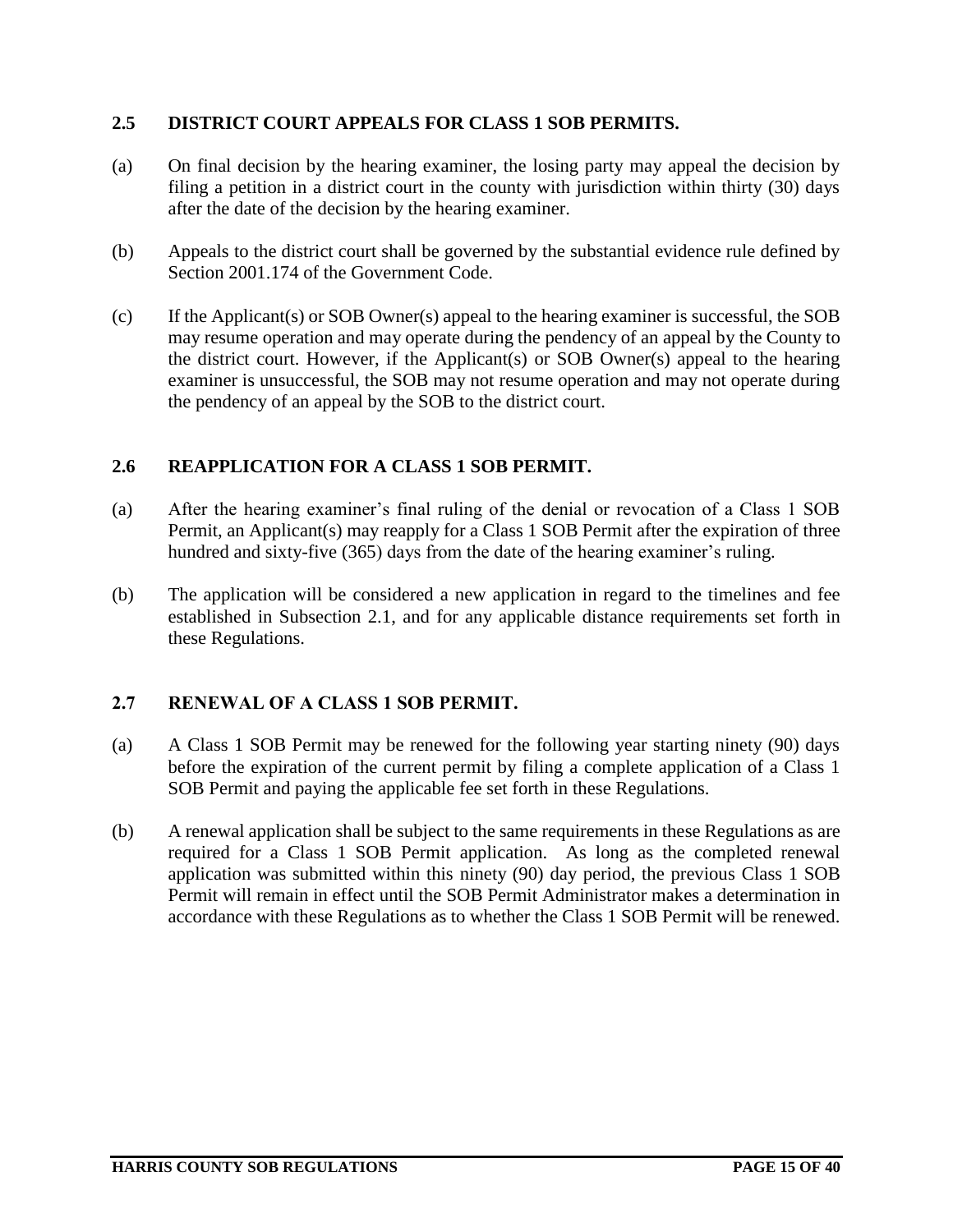## 2.5 DISTRICT COURT APPEALS FOR CLASS 1 SOB PERMITS.

(a) On final decision by the hearing examiner, the losing party may appeal the decision by filing a petition in a district court in the county with jurisdiction within thirty (30) days after the date of the decision by the hearing examiner.

(b) Appeals to the district court shall be governed by the substantial evidence rule defined by Section 2001.174 of the Government Code.

(c) If the Applicant(s) or SOB Owner(s) appeal to the hearing examiner is successful, the SOB may resume operation and may operate during the pendency of an appeal by the County to the district court. However, if the Applicant(s) or SOB Owner(s) appeal to the hearing examiner is unsuccessful, the SOB may not resume operation and may not operate during the pendency of an appeal by the SOB to the district court.

## 2.6 REAPPLICATION FOR A CLASS 1 SOB PERMIT.

(a) After the hearing examiner's final ruling of the denial or revocation of a Class 1 SOB Permit, an Applicant(s) may reapply for a Class 1 SOB Permit after the expiration of three hundred and sixty-five (365) days from the date of the hearing examiner's ruling.

(b) The application will be considered a new application in regard to the timelines and fee established in Subsection 2.1, and for any applicable distance requirements set forth in these Regulations.

## 2.7 RENEWAL OF A CLASS 1 SOB PERMIT.

(a) A Class 1 SOB Permit may be renewed for the following year starting ninety (90) days before the expiration of the current permit by filing a complete application of a Class 1 SOB Permit and paying the applicable fee set forth in these Regulations.

(b) A renewal application shall be subject to the same requirements in these Regulations as are required for a Class 1 SOB Permit application. As long as the completed renewal application was submitted within this ninety (90) day period, the previous Class 1 SOB Permit will remain in effect until the SOB Permit Administrator makes a determination in accordance with these Regulations as to whether the Class 1 SOB Permit will be renewed.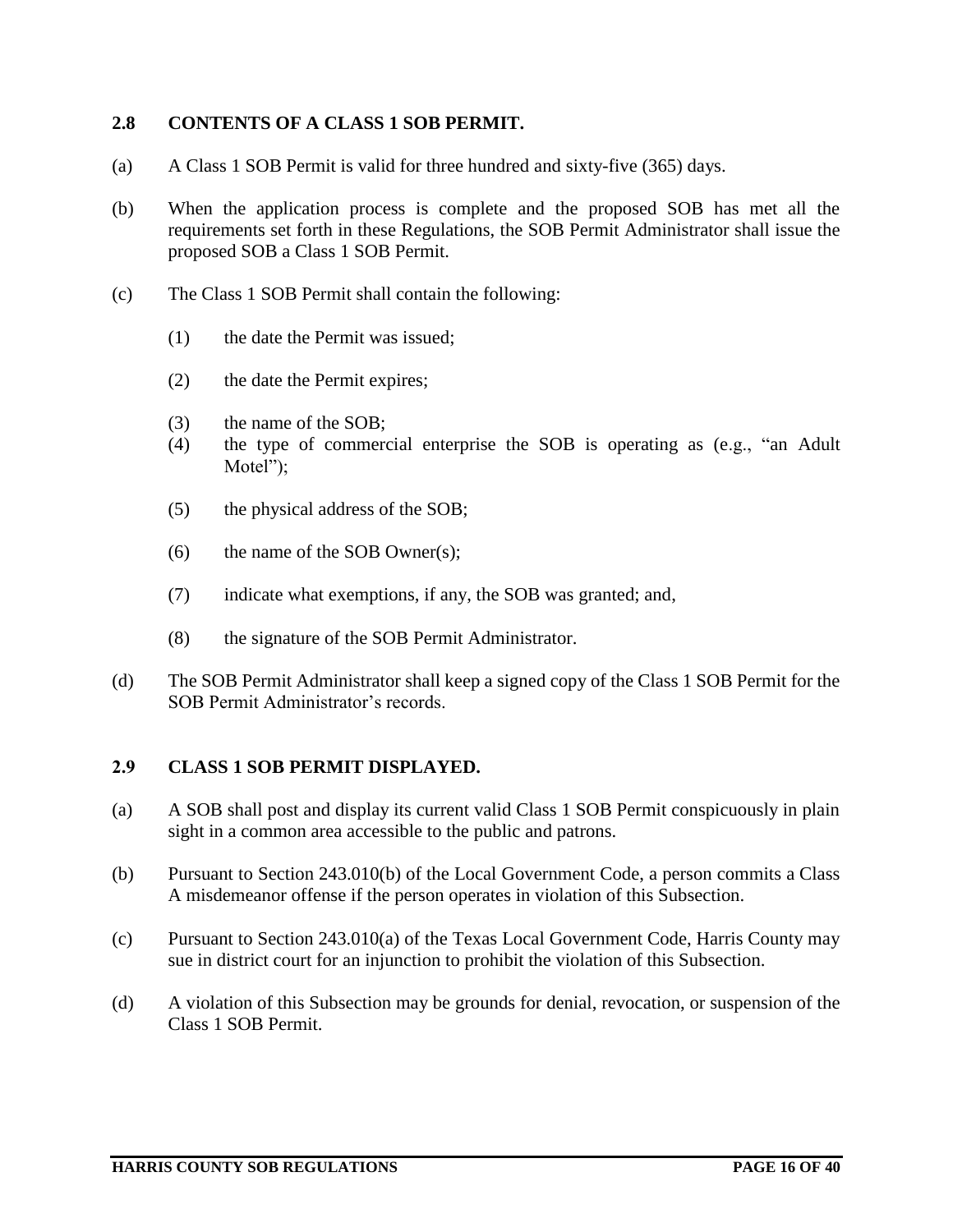## 2.8 CONTENTS OF A CLASS 1 SOB PERMIT.

(a) A Class 1 SOB Permit is valid for three hundred and sixty-five (365) days.

(b) When the application process is complete and the proposed SOB has met all the requirements set forth in these Regulations, the SOB Permit Administrator shall issue the proposed SOB a Class 1 SOB Permit.

(c) The Class 1 SOB Permit shall contain the following:

(1) the date the Permit was issued;

(2) the date the Permit expires;

(3) the name of the SOB;

(4) the type of commercial enterprise the SOB is operating as (e.g., "an Adult Motel");

(5) the physical address of the SOB;

(6) the name of the SOB Owner(s);

(7) indicate what exemptions, if any, the SOB was granted; and,

(8) the signature of the SOB Permit Administrator.

(d) The SOB Permit Administrator shall keep a signed copy of the Class 1 SOB Permit for the SOB Permit Administrator's records.

## 2.9 CLASS 1 SOB PERMIT DISPLAYED.

(a) A SOB shall post and display its current valid Class 1 SOB Permit conspicuously in plain sight in a common area accessible to the public and patrons.

(b) Pursuant to Section 243.010(b) of the Local Government Code, a person commits a Class A misdemeanor offense if the person operates in violation of this Subsection.

(c) Pursuant to Section 243.010(a) of the Texas Local Government Code, Harris County may sue in district court for an injunction to prohibit the violation of this Subsection.

(d) A violation of this Subsection may be grounds for denial, revocation, or suspension of the Class 1 SOB Permit.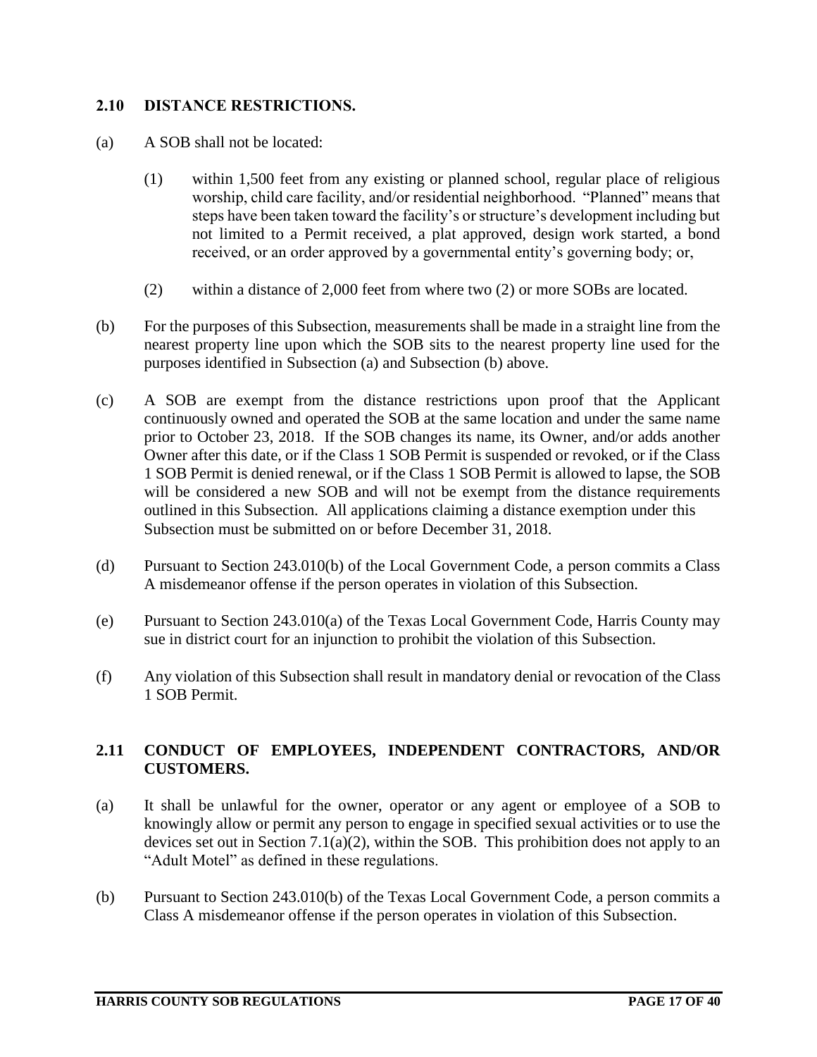## 2.10 DISTANCE RESTRICTIONS.

(a) A SOB shall not be located:

(1) within 1,500 feet from any existing or planned school, regular place of religious worship, child care facility, and/or residential neighborhood. "Planned" means that steps have been taken toward the facility's or structure's development including but not limited to a Permit received, a plat approved, design work started, a bond received, or an order approved by a governmental entity's governing body; or,

(2) within a distance of 2,000 feet from where two (2) or more SOBs are located.

(b) For the purposes of this Subsection, measurements shall be made in a straight line from the nearest property line upon which the SOB sits to the nearest property line used for the purposes identified in Subsection (a) and Subsection (b) above.

(c) A SOB are exempt from the distance restrictions upon proof that the Applicant continuously owned and operated the SOB at the same location and under the same name prior to October 23, 2018. If the SOB changes its name, its Owner, and/or adds another Owner after this date, or if the Class 1 SOB Permit is suspended or revoked, or if the Class 1 SOB Permit is denied renewal, or if the Class 1 SOB Permit is allowed to lapse, the SOB will be considered a new SOB and will not be exempt from the distance requirements outlined in this Subsection. All applications claiming a distance exemption under this Subsection must be submitted on or before December 31, 2018.

(d) Pursuant to Section 243.010(b) of the Local Government Code, a person commits a Class A misdemeanor offense if the person operates in violation of this Subsection.

(e) Pursuant to Section 243.010(a) of the Texas Local Government Code, Harris County may sue in district court for an injunction to prohibit the violation of this Subsection.

(f) Any violation of this Subsection shall result in mandatory denial or revocation of the Class 1 SOB Permit.

## 2.11 CONDUCT OF EMPLOYEES, INDEPENDENT CONTRACTORS, AND/OR CUSTOMERS.

(a) It shall be unlawful for the owner, operator or any agent or employee of a SOB to knowingly allow or permit any person to engage in specified sexual activities or to use the devices set out in Section 7.1(a)(2), within the SOB. This prohibition does not apply to an "Adult Motel" as defined in these regulations.

(b) Pursuant to Section 243.010(b) of the Texas Local Government Code, a person commits a Class A misdemeanor offense if the person operates in violation of this Subsection.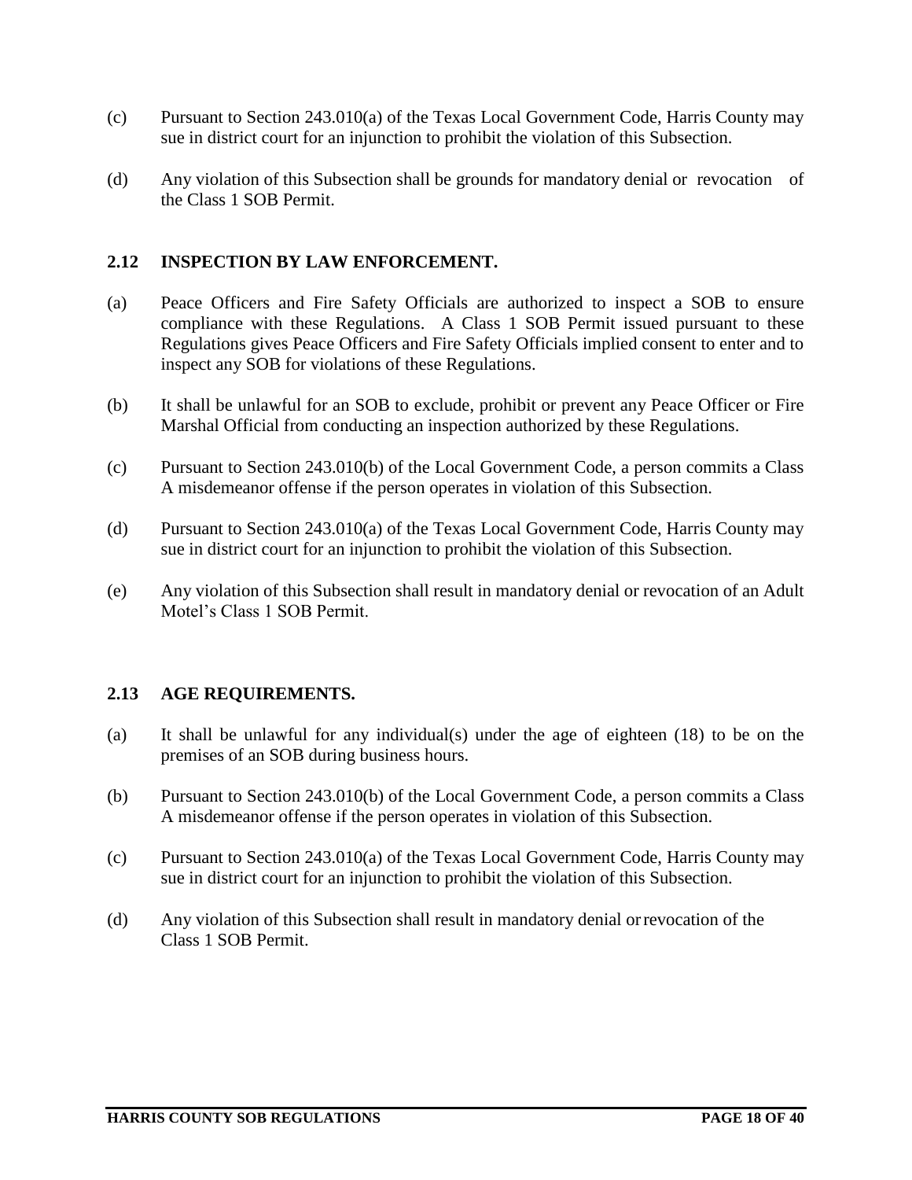(c) Pursuant to Section 243.010(a) of the Texas Local Government Code, Harris County may sue in district court for an injunction to prohibit the violation of this Subsection.

(d) Any violation of this Subsection shall be grounds for mandatory denial or revocation of the Class 1 SOB Permit.

## 2.12 INSPECTION BY LAW ENFORCEMENT.

(a) Peace Officers and Fire Safety Officials are authorized to inspect a SOB to ensure compliance with these Regulations. A Class 1 SOB Permit issued pursuant to these Regulations gives Peace Officers and Fire Safety Officials implied consent to enter and to inspect any SOB for violations of these Regulations.

(b) It shall be unlawful for an SOB to exclude, prohibit or prevent any Peace Officer or Fire Marshal Official from conducting an inspection authorized by these Regulations.

(c) Pursuant to Section 243.010(b) of the Local Government Code, a person commits a Class A misdemeanor offense if the person operates in violation of this Subsection.

(d) Pursuant to Section 243.010(a) of the Texas Local Government Code, Harris County may sue in district court for an injunction to prohibit the violation of this Subsection.

(e) Any violation of this Subsection shall result in mandatory denial or revocation of an Adult Motel's Class 1 SOB Permit.

## 2.13 AGE REQUIREMENTS.

(a) It shall be unlawful for any individual(s) under the age of eighteen (18) to be on the premises of an SOB during business hours.

(b) Pursuant to Section 243.010(b) of the Local Government Code, a person commits a Class A misdemeanor offense if the person operates in violation of this Subsection.

(c) Pursuant to Section 243.010(a) of the Texas Local Government Code, Harris County may sue in district court for an injunction to prohibit the violation of this Subsection.

(d) Any violation of this Subsection shall result in mandatory denial or revocation of the Class 1 SOB Permit.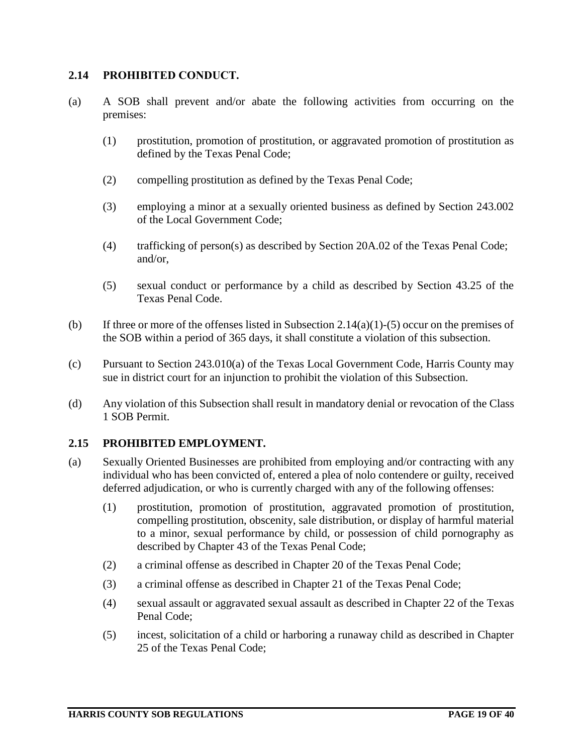## 2.14 PROHIBITED CONDUCT.

(a) A SOB shall prevent and/or abate the following activities from occurring on the premises:

   (1) prostitution, promotion of prostitution, or aggravated promotion of prostitution as defined by the Texas Penal Code;

   (2) compelling prostitution as defined by the Texas Penal Code;

   (3) employing a minor at a sexually oriented business as defined by Section 243.002 of the Local Government Code;

   (4) trafficking of person(s) as described by Section 20A.02 of the Texas Penal Code; and/or,

   (5) sexual conduct or performance by a child as described by Section 43.25 of the Texas Penal Code.

(b) If three or more of the offenses listed in Subsection 2.14(a)(1)-(5) occur on the premises of the SOB within a period of 365 days, it shall constitute a violation of this subsection.

(c) Pursuant to Section 243.010(a) of the Texas Local Government Code, Harris County may sue in district court for an injunction to prohibit the violation of this Subsection.

(d) Any violation of this Subsection shall result in mandatory denial or revocation of the Class 1 SOB Permit.

## 2.15 PROHIBITED EMPLOYMENT.

(a) Sexually Oriented Businesses are prohibited from employing and/or contracting with any individual who has been convicted of, entered a plea of nolo contendere or guilty, received deferred adjudication, or who is currently charged with any of the following offenses:

   (1) prostitution, promotion of prostitution, aggravated promotion of prostitution, compelling prostitution, obscenity, sale distribution, or display of harmful material to a minor, sexual performance by child, or possession of child pornography as described by Chapter 43 of the Texas Penal Code;

   (2) a criminal offense as described in Chapter 20 of the Texas Penal Code;

   (3) a criminal offense as described in Chapter 21 of the Texas Penal Code;

   (4) sexual assault or aggravated sexual assault as described in Chapter 22 of the Texas Penal Code;

   (5) incest, solicitation of a child or harboring a runaway child as described in Chapter 25 of the Texas Penal Code;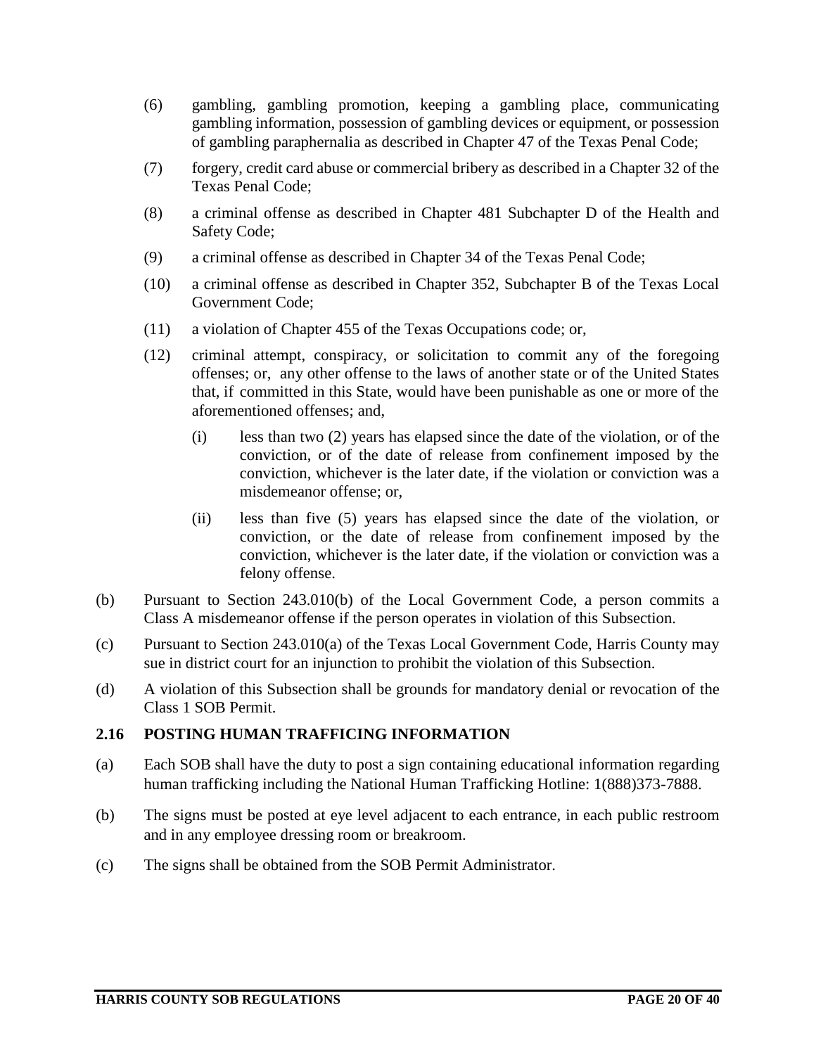(6) gambling, gambling promotion, keeping a gambling place, communicating gambling information, possession of gambling devices or equipment, or possession of gambling paraphernalia as described in Chapter 47 of the Texas Penal Code;

(7) forgery, credit card abuse or commercial bribery as described in a Chapter 32 of the Texas Penal Code;

(8) a criminal offense as described in Chapter 481 Subchapter D of the Health and Safety Code;

(9) a criminal offense as described in Chapter 34 of the Texas Penal Code;

(10) a criminal offense as described in Chapter 352, Subchapter B of the Texas Local Government Code;

(11) a violation of Chapter 455 of the Texas Occupations code; or,

(12) criminal attempt, conspiracy, or solicitation to commit any of the foregoing offenses; or, any other offense to the laws of another state or of the United States that, if committed in this State, would have been punishable as one or more of the aforementioned offenses; and,

  (i) less than two (2) years has elapsed since the date of the violation, or of the conviction, or of the date of release from confinement imposed by the conviction, whichever is the later date, if the violation or conviction was a misdemeanor offense; or,

  (ii) less than five (5) years has elapsed since the date of the violation, or conviction, or the date of release from confinement imposed by the conviction, whichever is the later date, if the violation or conviction was a felony offense.

(b) Pursuant to Section 243.010(b) of the Local Government Code, a person commits a Class A misdemeanor offense if the person operates in violation of this Subsection.

(c) Pursuant to Section 243.010(a) of the Texas Local Government Code, Harris County may sue in district court for an injunction to prohibit the violation of this Subsection.

(d) A violation of this Subsection shall be grounds for mandatory denial or revocation of the Class 1 SOB Permit.

## 2.16 POSTING HUMAN TRAFFICING INFORMATION

(a) Each SOB shall have the duty to post a sign containing educational information regarding human trafficking including the National Human Trafficking Hotline: 1(888)373-7888.

(b) The signs must be posted at eye level adjacent to each entrance, in each public restroom and in any employee dressing room or breakroom.

(c) The signs shall be obtained from the SOB Permit Administrator.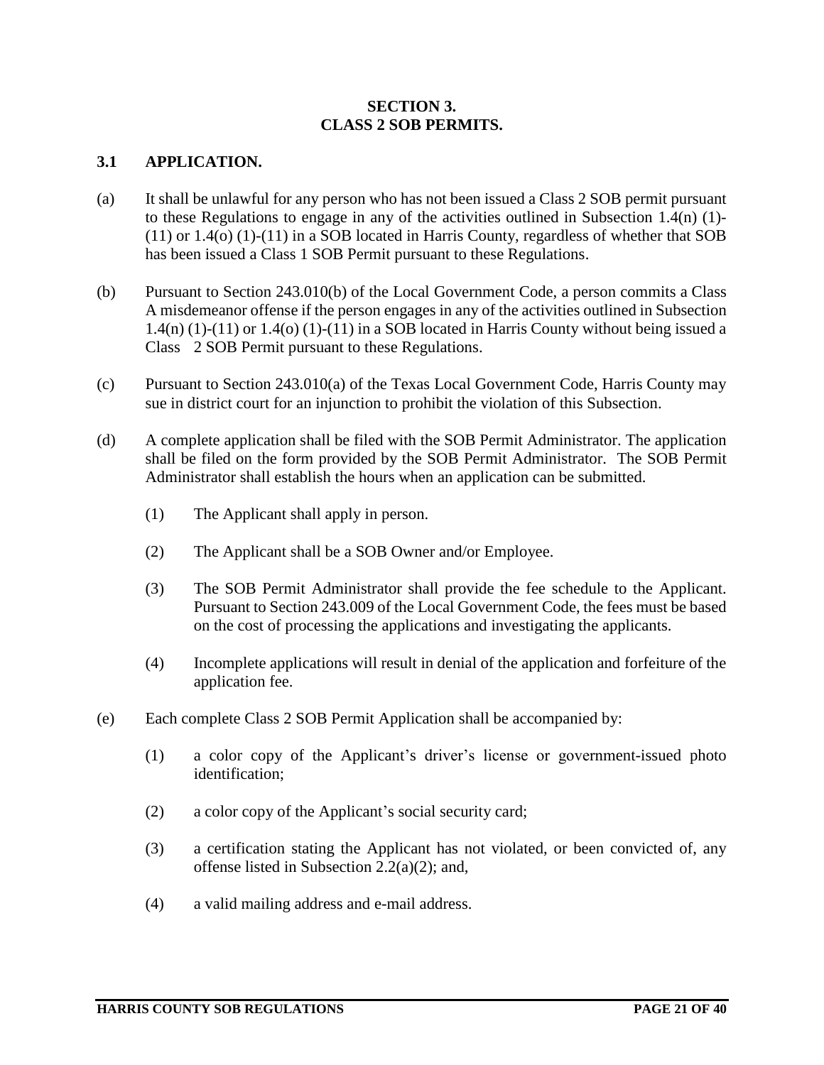**SECTION 3.**
**CLASS 2 SOB PERMITS.**

## 3.1 APPLICATION.

(a) It shall be unlawful for any person who has not been issued a Class 2 SOB permit pursuant to these Regulations to engage in any of the activities outlined in Subsection 1.4(n) (1)-(11) or 1.4(o) (1)-(11) in a SOB located in Harris County, regardless of whether that SOB has been issued a Class 1 SOB Permit pursuant to these Regulations.

(b) Pursuant to Section 243.010(b) of the Local Government Code, a person commits a Class A misdemeanor offense if the person engages in any of the activities outlined in Subsection 1.4(n) (1)-(11) or 1.4(o) (1)-(11) in a SOB located in Harris County without being issued a Class 2 SOB Permit pursuant to these Regulations.

(c) Pursuant to Section 243.010(a) of the Texas Local Government Code, Harris County may sue in district court for an injunction to prohibit the violation of this Subsection.

(d) A complete application shall be filed with the SOB Permit Administrator. The application shall be filed on the form provided by the SOB Permit Administrator. The SOB Permit Administrator shall establish the hours when an application can be submitted.

   (1) The Applicant shall apply in person.

   (2) The Applicant shall be a SOB Owner and/or Employee.

   (3) The SOB Permit Administrator shall provide the fee schedule to the Applicant. Pursuant to Section 243.009 of the Local Government Code, the fees must be based on the cost of processing the applications and investigating the applicants.

   (4) Incomplete applications will result in denial of the application and forfeiture of the application fee.

(e) Each complete Class 2 SOB Permit Application shall be accompanied by:

   (1) a color copy of the Applicant's driver's license or government-issued photo identification;

   (2) a color copy of the Applicant's social security card;

   (3) a certification stating the Applicant has not violated, or been convicted of, any offense listed in Subsection 2.2(a)(2); and,

   (4) a valid mailing address and e-mail address.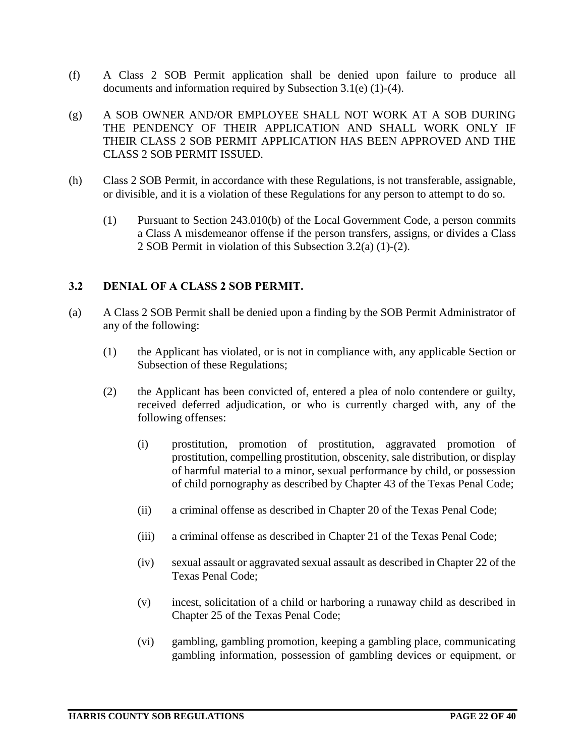(f) A Class 2 SOB Permit application shall be denied upon failure to produce all documents and information required by Subsection 3.1(e) (1)-(4).

(g) A SOB OWNER AND/OR EMPLOYEE SHALL NOT WORK AT A SOB DURING THE PENDENCY OF THEIR APPLICATION AND SHALL WORK ONLY IF THEIR CLASS 2 SOB PERMIT APPLICATION HAS BEEN APPROVED AND THE CLASS 2 SOB PERMIT ISSUED.

(h) Class 2 SOB Permit, in accordance with these Regulations, is not transferable, assignable, or divisible, and it is a violation of these Regulations for any person to attempt to do so.

   (1) Pursuant to Section 243.010(b) of the Local Government Code, a person commits a Class A misdemeanor offense if the person transfers, assigns, or divides a Class 2 SOB Permit in violation of this Subsection 3.2(a) (1)-(2).

### 3.2 DENIAL OF A CLASS 2 SOB PERMIT.

(a) A Class 2 SOB Permit shall be denied upon a finding by the SOB Permit Administrator of any of the following:

   (1) the Applicant has violated, or is not in compliance with, any applicable Section or Subsection of these Regulations;

   (2) the Applicant has been convicted of, entered a plea of nolo contendere or guilty, received deferred adjudication, or who is currently charged with, any of the following offenses:

      (i) prostitution, promotion of prostitution, aggravated promotion of prostitution, compelling prostitution, obscenity, sale distribution, or display of harmful material to a minor, sexual performance by child, or possession of child pornography as described by Chapter 43 of the Texas Penal Code;

      (ii) a criminal offense as described in Chapter 20 of the Texas Penal Code;

      (iii) a criminal offense as described in Chapter 21 of the Texas Penal Code;

      (iv) sexual assault or aggravated sexual assault as described in Chapter 22 of the Texas Penal Code;

      (v) incest, solicitation of a child or harboring a runaway child as described in Chapter 25 of the Texas Penal Code;

      (vi) gambling, gambling promotion, keeping a gambling place, communicating gambling information, possession of gambling devices or equipment, or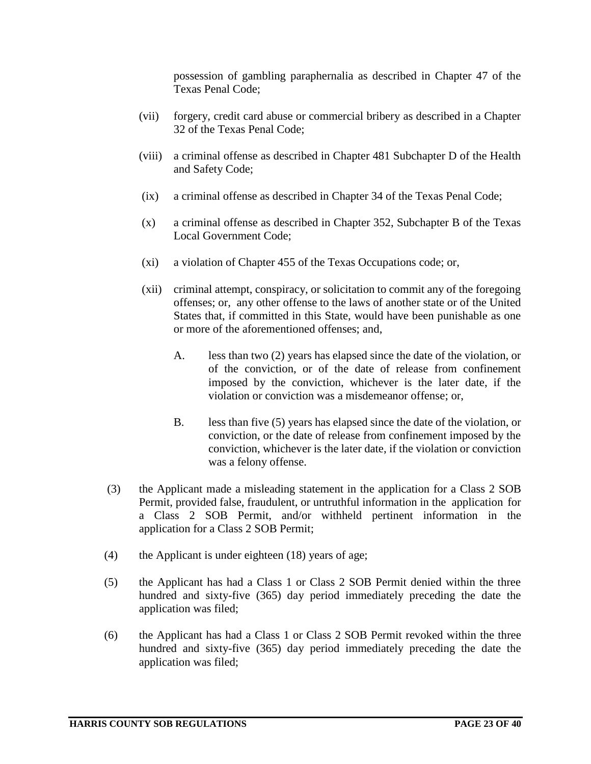possession of gambling paraphernalia as described in Chapter 47 of the Texas Penal Code;

(vii) forgery, credit card abuse or commercial bribery as described in a Chapter 32 of the Texas Penal Code;

(viii) a criminal offense as described in Chapter 481 Subchapter D of the Health and Safety Code;

(ix) a criminal offense as described in Chapter 34 of the Texas Penal Code;

(x) a criminal offense as described in Chapter 352, Subchapter B of the Texas Local Government Code;

(xi) a violation of Chapter 455 of the Texas Occupations code; or,

(xii) criminal attempt, conspiracy, or solicitation to commit any of the foregoing offenses; or, any other offense to the laws of another state or of the United States that, if committed in this State, would have been punishable as one or more of the aforementioned offenses; and,

A. less than two (2) years has elapsed since the date of the violation, or of the conviction, or of the date of release from confinement imposed by the conviction, whichever is the later date, if the violation or conviction was a misdemeanor offense; or,

B. less than five (5) years has elapsed since the date of the violation, or conviction, or the date of release from confinement imposed by the conviction, whichever is the later date, if the violation or conviction was a felony offense.

(3) the Applicant made a misleading statement in the application for a Class 2 SOB Permit, provided false, fraudulent, or untruthful information in the application for a Class 2 SOB Permit, and/or withheld pertinent information in the application for a Class 2 SOB Permit;

(4) the Applicant is under eighteen (18) years of age;

(5) the Applicant has had a Class 1 or Class 2 SOB Permit denied within the three hundred and sixty-five (365) day period immediately preceding the date the application was filed;

(6) the Applicant has had a Class 1 or Class 2 SOB Permit revoked within the three hundred and sixty-five (365) day period immediately preceding the date the application was filed;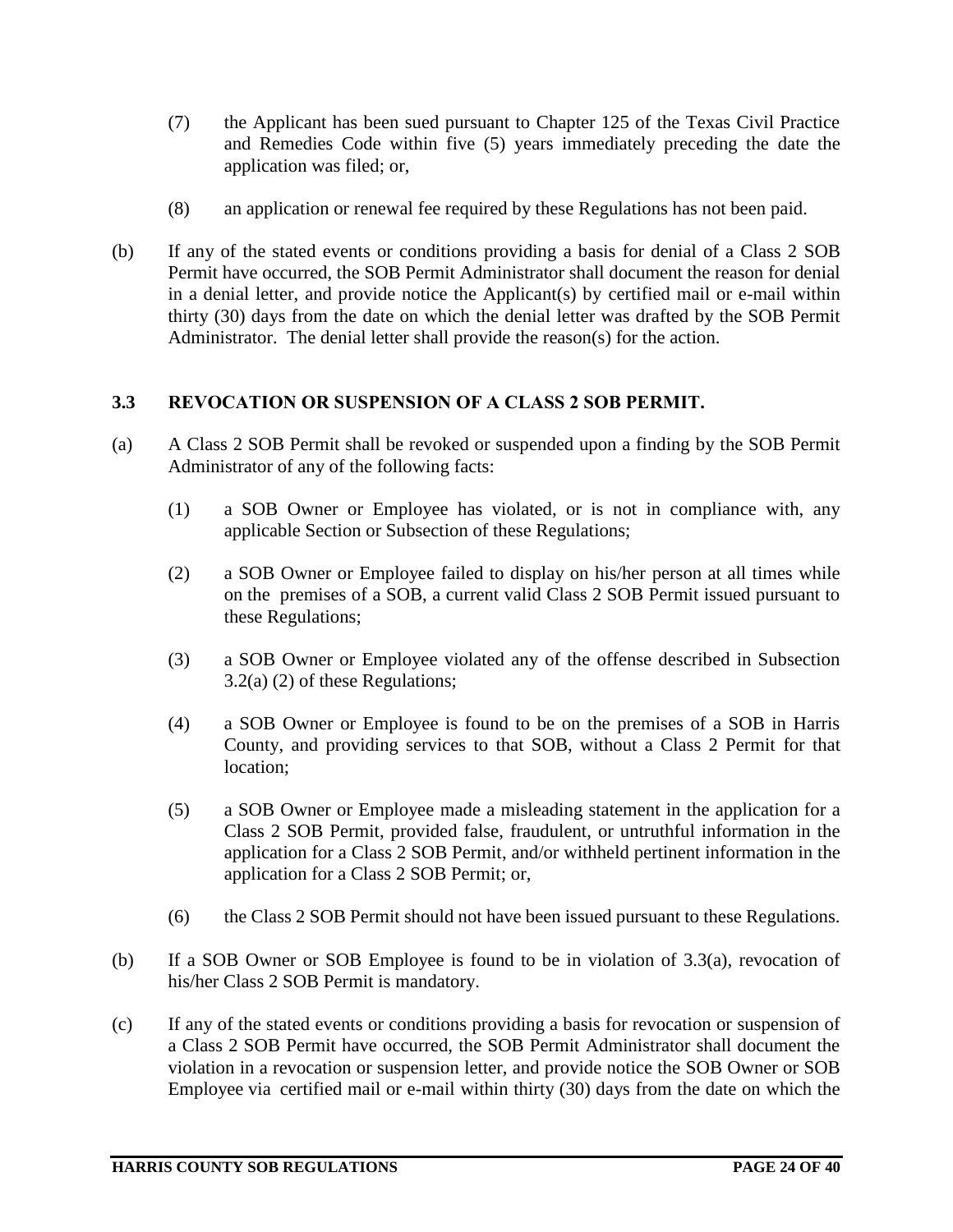(7) the Applicant has been sued pursuant to Chapter 125 of the Texas Civil Practice and Remedies Code within five (5) years immediately preceding the date the application was filed; or,

(8) an application or renewal fee required by these Regulations has not been paid.

(b) If any of the stated events or conditions providing a basis for denial of a Class 2 SOB Permit have occurred, the SOB Permit Administrator shall document the reason for denial in a denial letter, and provide notice the Applicant(s) by certified mail or e-mail within thirty (30) days from the date on which the denial letter was drafted by the SOB Permit Administrator. The denial letter shall provide the reason(s) for the action.

### 3.3 REVOCATION OR SUSPENSION OF A CLASS 2 SOB PERMIT.

(a) A Class 2 SOB Permit shall be revoked or suspended upon a finding by the SOB Permit Administrator of any of the following facts:

(1) a SOB Owner or Employee has violated, or is not in compliance with, any applicable Section or Subsection of these Regulations;

(2) a SOB Owner or Employee failed to display on his/her person at all times while on the premises of a SOB, a current valid Class 2 SOB Permit issued pursuant to these Regulations;

(3) a SOB Owner or Employee violated any of the offense described in Subsection 3.2(a) (2) of these Regulations;

(4) a SOB Owner or Employee is found to be on the premises of a SOB in Harris County, and providing services to that SOB, without a Class 2 Permit for that location;

(5) a SOB Owner or Employee made a misleading statement in the application for a Class 2 SOB Permit, provided false, fraudulent, or untruthful information in the application for a Class 2 SOB Permit, and/or withheld pertinent information in the application for a Class 2 SOB Permit; or,

(6) the Class 2 SOB Permit should not have been issued pursuant to these Regulations.

(b) If a SOB Owner or SOB Employee is found to be in violation of 3.3(a), revocation of his/her Class 2 SOB Permit is mandatory.

(c) If any of the stated events or conditions providing a basis for revocation or suspension of a Class 2 SOB Permit have occurred, the SOB Permit Administrator shall document the violation in a revocation or suspension letter, and provide notice the SOB Owner or SOB Employee via certified mail or e-mail within thirty (30) days from the date on which the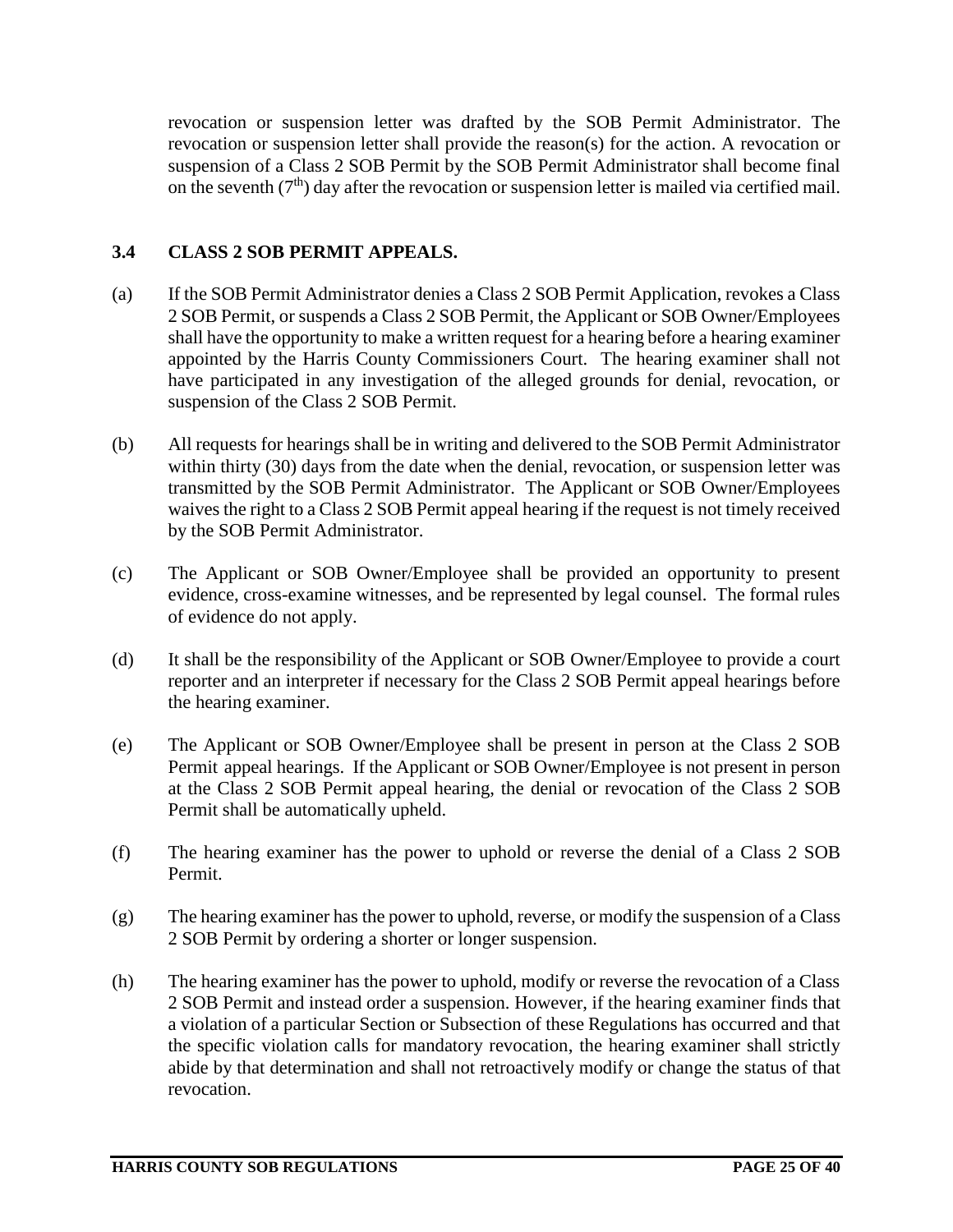revocation or suspension letter was drafted by the SOB Permit Administrator. The revocation or suspension letter shall provide the reason(s) for the action. A revocation or suspension of a Class 2 SOB Permit by the SOB Permit Administrator shall become final on the seventh ($7^{th}$) day after the revocation or suspension letter is mailed via certified mail.

### 3.4 CLASS 2 SOB PERMIT APPEALS.

(a) If the SOB Permit Administrator denies a Class 2 SOB Permit Application, revokes a Class 2 SOB Permit, or suspends a Class 2 SOB Permit, the Applicant or SOB Owner/Employees shall have the opportunity to make a written request for a hearing before a hearing examiner appointed by the Harris County Commissioners Court. The hearing examiner shall not have participated in any investigation of the alleged grounds for denial, revocation, or suspension of the Class 2 SOB Permit.

(b) All requests for hearings shall be in writing and delivered to the SOB Permit Administrator within thirty (30) days from the date when the denial, revocation, or suspension letter was transmitted by the SOB Permit Administrator. The Applicant or SOB Owner/Employees waives the right to a Class 2 SOB Permit appeal hearing if the request is not timely received by the SOB Permit Administrator.

(c) The Applicant or SOB Owner/Employee shall be provided an opportunity to present evidence, cross-examine witnesses, and be represented by legal counsel. The formal rules of evidence do not apply.

(d) It shall be the responsibility of the Applicant or SOB Owner/Employee to provide a court reporter and an interpreter if necessary for the Class 2 SOB Permit appeal hearings before the hearing examiner.

(e) The Applicant or SOB Owner/Employee shall be present in person at the Class 2 SOB Permit appeal hearings. If the Applicant or SOB Owner/Employee is not present in person at the Class 2 SOB Permit appeal hearing, the denial or revocation of the Class 2 SOB Permit shall be automatically upheld.

(f) The hearing examiner has the power to uphold or reverse the denial of a Class 2 SOB Permit.

(g) The hearing examiner has the power to uphold, reverse, or modify the suspension of a Class 2 SOB Permit by ordering a shorter or longer suspension.

(h) The hearing examiner has the power to uphold, modify or reverse the revocation of a Class 2 SOB Permit and instead order a suspension. However, if the hearing examiner finds that a violation of a particular Section or Subsection of these Regulations has occurred and that the specific violation calls for mandatory revocation, the hearing examiner shall strictly abide by that determination and shall not retroactively modify or change the status of that revocation.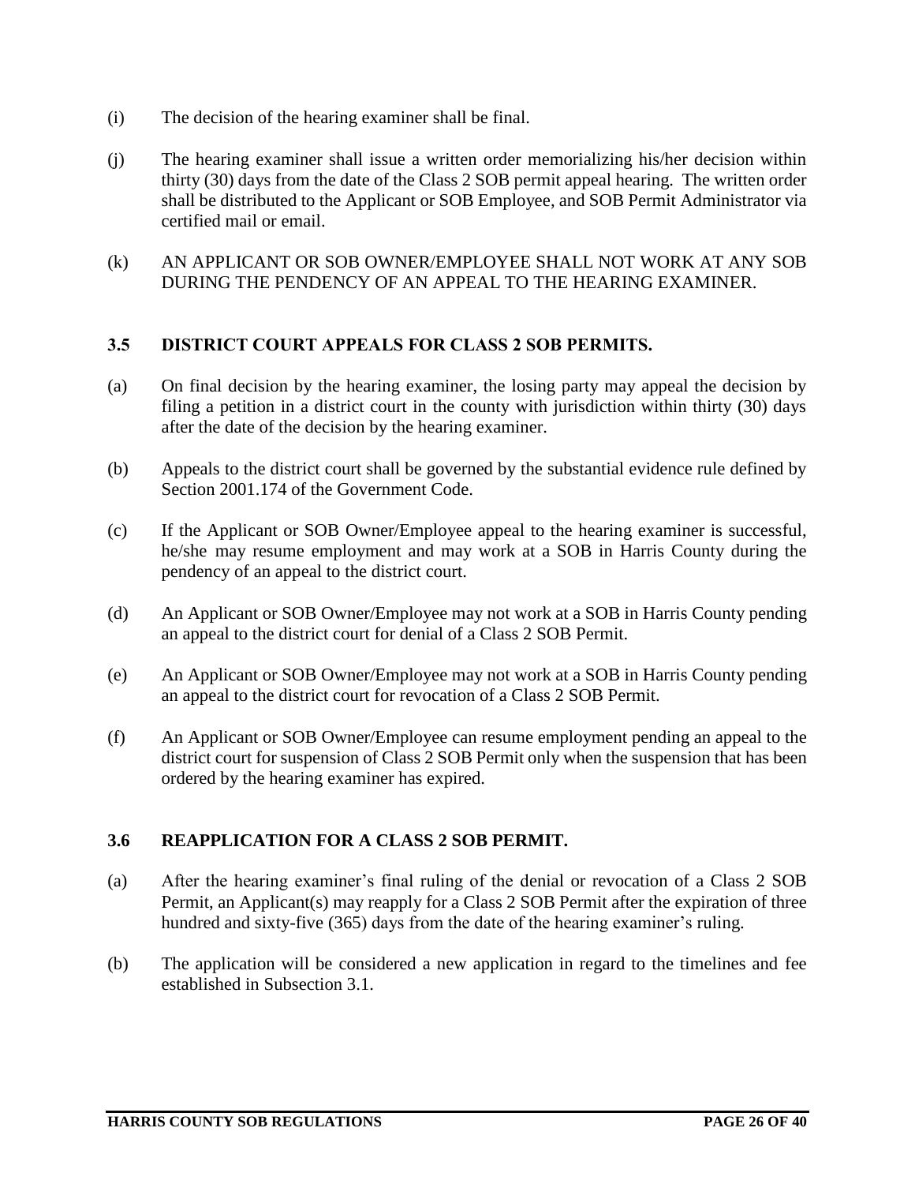(i) The decision of the hearing examiner shall be final.

(j) The hearing examiner shall issue a written order memorializing his/her decision within thirty (30) days from the date of the Class 2 SOB permit appeal hearing. The written order shall be distributed to the Applicant or SOB Employee, and SOB Permit Administrator via certified mail or email.

(k) AN APPLICANT OR SOB OWNER/EMPLOYEE SHALL NOT WORK AT ANY SOB DURING THE PENDENCY OF AN APPEAL TO THE HEARING EXAMINER.

### 3.5 DISTRICT COURT APPEALS FOR CLASS 2 SOB PERMITS.

(a) On final decision by the hearing examiner, the losing party may appeal the decision by filing a petition in a district court in the county with jurisdiction within thirty (30) days after the date of the decision by the hearing examiner.

(b) Appeals to the district court shall be governed by the substantial evidence rule defined by Section 2001.174 of the Government Code.

(c) If the Applicant or SOB Owner/Employee appeal to the hearing examiner is successful, he/she may resume employment and may work at a SOB in Harris County during the pendency of an appeal to the district court.

(d) An Applicant or SOB Owner/Employee may not work at a SOB in Harris County pending an appeal to the district court for denial of a Class 2 SOB Permit.

(e) An Applicant or SOB Owner/Employee may not work at a SOB in Harris County pending an appeal to the district court for revocation of a Class 2 SOB Permit.

(f) An Applicant or SOB Owner/Employee can resume employment pending an appeal to the district court for suspension of Class 2 SOB Permit only when the suspension that has been ordered by the hearing examiner has expired.

### 3.6 REAPPLICATION FOR A CLASS 2 SOB PERMIT.

(a) After the hearing examiner's final ruling of the denial or revocation of a Class 2 SOB Permit, an Applicant(s) may reapply for a Class 2 SOB Permit after the expiration of three hundred and sixty-five (365) days from the date of the hearing examiner's ruling.

(b) The application will be considered a new application in regard to the timelines and fee established in Subsection 3.1.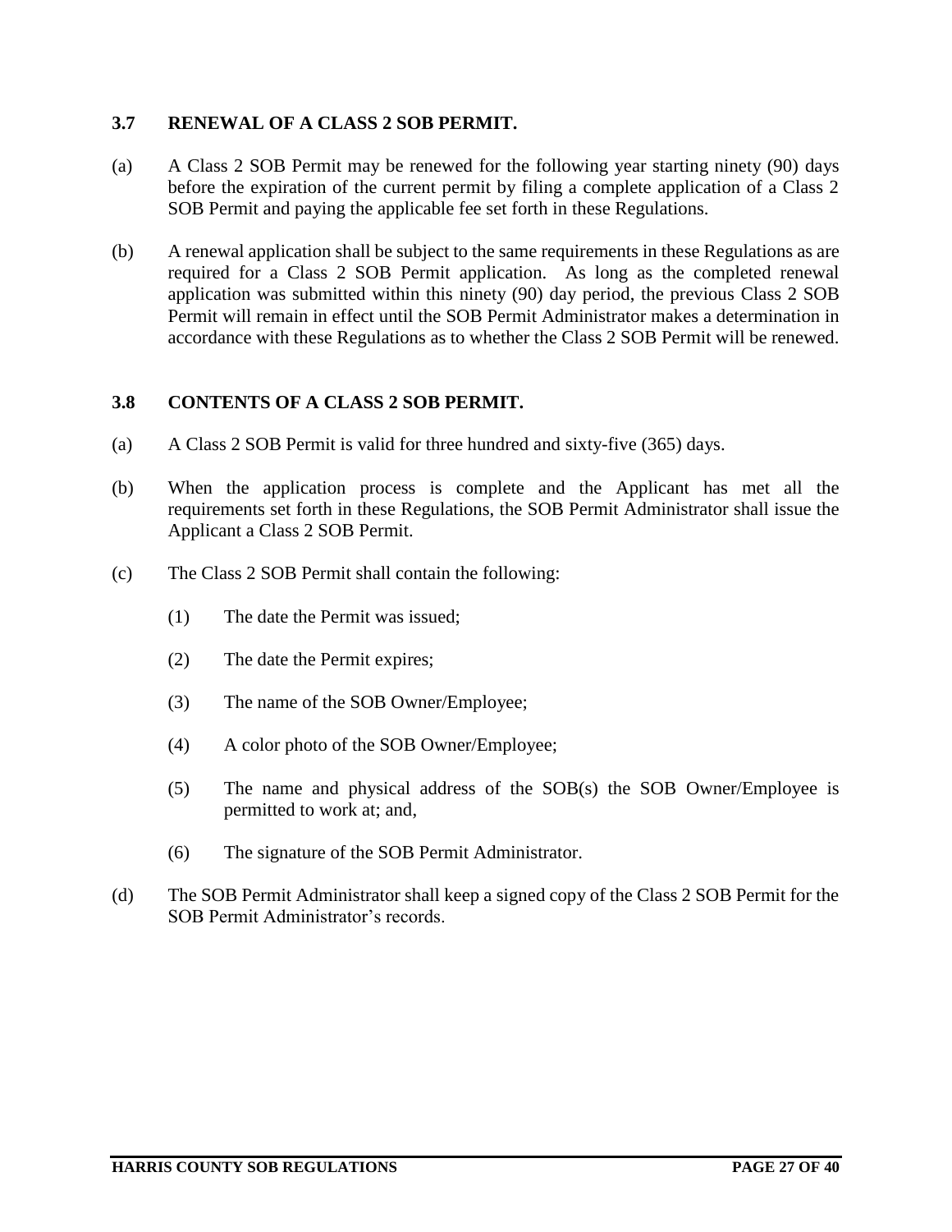### 3.7 RENEWAL OF A CLASS 2 SOB PERMIT.

(a) A Class 2 SOB Permit may be renewed for the following year starting ninety (90) days before the expiration of the current permit by filing a complete application of a Class 2 SOB Permit and paying the applicable fee set forth in these Regulations.

(b) A renewal application shall be subject to the same requirements in these Regulations as are required for a Class 2 SOB Permit application. As long as the completed renewal application was submitted within this ninety (90) day period, the previous Class 2 SOB Permit will remain in effect until the SOB Permit Administrator makes a determination in accordance with these Regulations as to whether the Class 2 SOB Permit will be renewed.

### 3.8 CONTENTS OF A CLASS 2 SOB PERMIT.

(a) A Class 2 SOB Permit is valid for three hundred and sixty-five (365) days.

(b) When the application process is complete and the Applicant has met all the requirements set forth in these Regulations, the SOB Permit Administrator shall issue the Applicant a Class 2 SOB Permit.

(c) The Class 2 SOB Permit shall contain the following:

- (1) The date the Permit was issued;
- (2) The date the Permit expires;
- (3) The name of the SOB Owner/Employee;
- (4) A color photo of the SOB Owner/Employee;
- (5) The name and physical address of the SOB(s) the SOB Owner/Employee is permitted to work at; and,
- (6) The signature of the SOB Permit Administrator.

(d) The SOB Permit Administrator shall keep a signed copy of the Class 2 SOB Permit for the SOB Permit Administrator's records.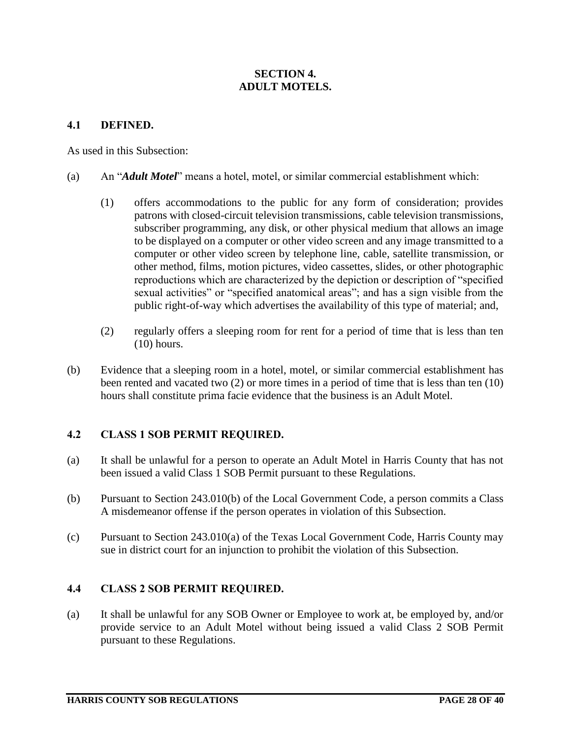## SECTION 4.
## ADULT MOTELS.

### 4.1 DEFINED.

As used in this Subsection:

(a) An "***Adult Motel***" means a hotel, motel, or similar commercial establishment which:

(1) offers accommodations to the public for any form of consideration; provides patrons with closed-circuit television transmissions, cable television transmissions, subscriber programming, any disk, or other physical medium that allows an image to be displayed on a computer or other video screen and any image transmitted to a computer or other video screen by telephone line, cable, satellite transmission, or other method, films, motion pictures, video cassettes, slides, or other photographic reproductions which are characterized by the depiction or description of "specified sexual activities" or "specified anatomical areas"; and has a sign visible from the public right-of-way which advertises the availability of this type of material; and,

(2) regularly offers a sleeping room for rent for a period of time that is less than ten (10) hours.

(b) Evidence that a sleeping room in a hotel, motel, or similar commercial establishment has been rented and vacated two (2) or more times in a period of time that is less than ten (10) hours shall constitute prima facie evidence that the business is an Adult Motel.

### 4.2 CLASS 1 SOB PERMIT REQUIRED.

(a) It shall be unlawful for a person to operate an Adult Motel in Harris County that has not been issued a valid Class 1 SOB Permit pursuant to these Regulations.

(b) Pursuant to Section 243.010(b) of the Local Government Code, a person commits a Class A misdemeanor offense if the person operates in violation of this Subsection.

(c) Pursuant to Section 243.010(a) of the Texas Local Government Code, Harris County may sue in district court for an injunction to prohibit the violation of this Subsection.

### 4.4 CLASS 2 SOB PERMIT REQUIRED.

(a) It shall be unlawful for any SOB Owner or Employee to work at, be employed by, and/or provide service to an Adult Motel without being issued a valid Class 2 SOB Permit pursuant to these Regulations.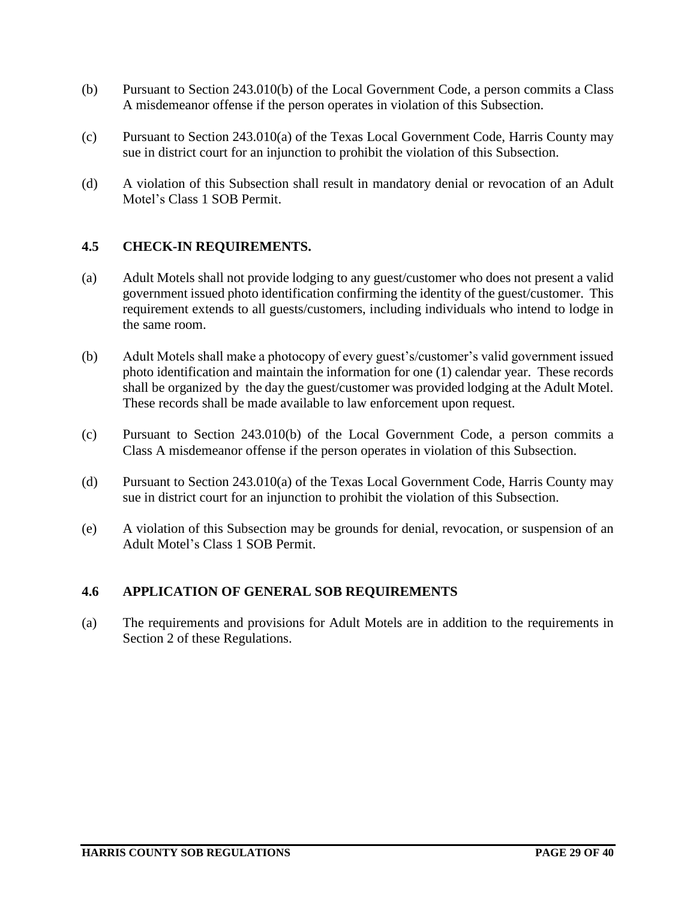(b) Pursuant to Section 243.010(b) of the Local Government Code, a person commits a Class A misdemeanor offense if the person operates in violation of this Subsection.

(c) Pursuant to Section 243.010(a) of the Texas Local Government Code, Harris County may sue in district court for an injunction to prohibit the violation of this Subsection.

(d) A violation of this Subsection shall result in mandatory denial or revocation of an Adult Motel's Class 1 SOB Permit.

### 4.5 CHECK-IN REQUIREMENTS.

(a) Adult Motels shall not provide lodging to any guest/customer who does not present a valid government issued photo identification confirming the identity of the guest/customer. This requirement extends to all guests/customers, including individuals who intend to lodge in the same room.

(b) Adult Motels shall make a photocopy of every guest's/customer's valid government issued photo identification and maintain the information for one (1) calendar year. These records shall be organized by the day the guest/customer was provided lodging at the Adult Motel. These records shall be made available to law enforcement upon request.

(c) Pursuant to Section 243.010(b) of the Local Government Code, a person commits a Class A misdemeanor offense if the person operates in violation of this Subsection.

(d) Pursuant to Section 243.010(a) of the Texas Local Government Code, Harris County may sue in district court for an injunction to prohibit the violation of this Subsection.

(e) A violation of this Subsection may be grounds for denial, revocation, or suspension of an Adult Motel's Class 1 SOB Permit.

### 4.6 APPLICATION OF GENERAL SOB REQUIREMENTS

(a) The requirements and provisions for Adult Motels are in addition to the requirements in Section 2 of these Regulations.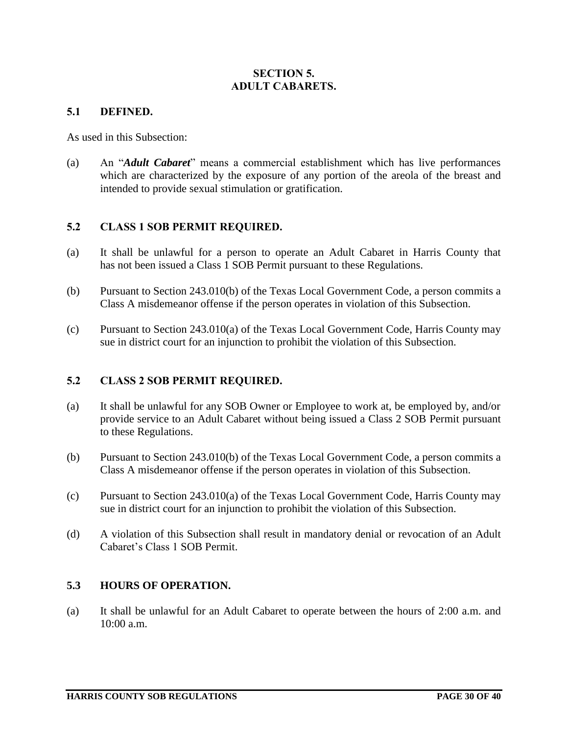## SECTION 5.
## ADULT CABARETS.

### 5.1 DEFINED.

As used in this Subsection:

(a) An "***Adult Cabaret***" means a commercial establishment which has live performances which are characterized by the exposure of any portion of the areola of the breast and intended to provide sexual stimulation or gratification.

### 5.2 CLASS 1 SOB PERMIT REQUIRED.

(a) It shall be unlawful for a person to operate an Adult Cabaret in Harris County that has not been issued a Class 1 SOB Permit pursuant to these Regulations.

(b) Pursuant to Section 243.010(b) of the Texas Local Government Code, a person commits a Class A misdemeanor offense if the person operates in violation of this Subsection.

(c) Pursuant to Section 243.010(a) of the Texas Local Government Code, Harris County may sue in district court for an injunction to prohibit the violation of this Subsection.

### 5.2 CLASS 2 SOB PERMIT REQUIRED.

(a) It shall be unlawful for any SOB Owner or Employee to work at, be employed by, and/or provide service to an Adult Cabaret without being issued a Class 2 SOB Permit pursuant to these Regulations.

(b) Pursuant to Section 243.010(b) of the Texas Local Government Code, a person commits a Class A misdemeanor offense if the person operates in violation of this Subsection.

(c) Pursuant to Section 243.010(a) of the Texas Local Government Code, Harris County may sue in district court for an injunction to prohibit the violation of this Subsection.

(d) A violation of this Subsection shall result in mandatory denial or revocation of an Adult Cabaret's Class 1 SOB Permit.

### 5.3 HOURS OF OPERATION.

(a) It shall be unlawful for an Adult Cabaret to operate between the hours of 2:00 a.m. and 10:00 a.m.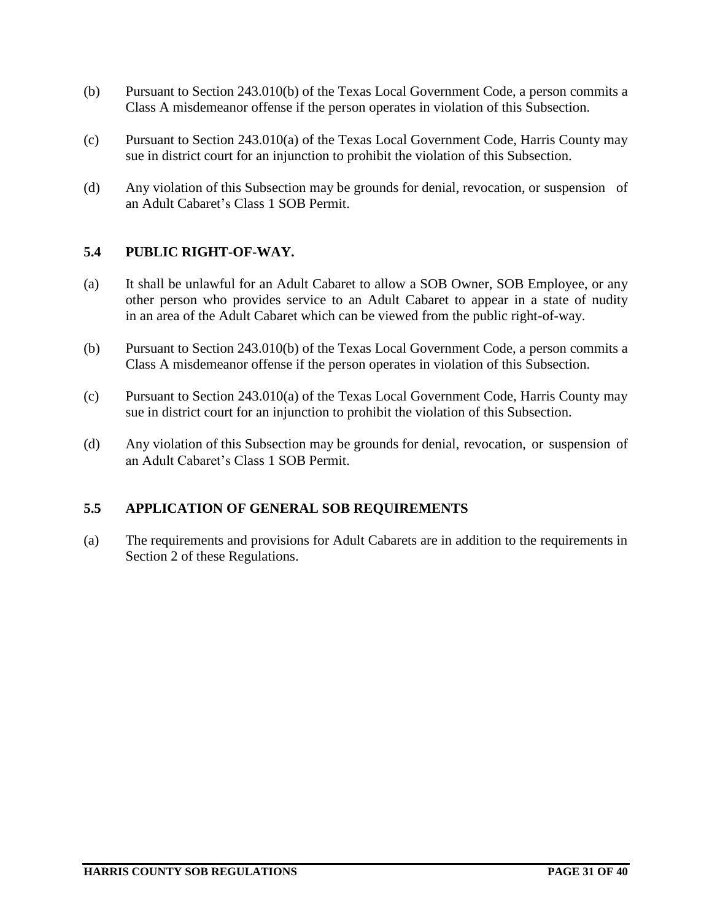(b) Pursuant to Section 243.010(b) of the Texas Local Government Code, a person commits a Class A misdemeanor offense if the person operates in violation of this Subsection.

(c) Pursuant to Section 243.010(a) of the Texas Local Government Code, Harris County may sue in district court for an injunction to prohibit the violation of this Subsection.

(d) Any violation of this Subsection may be grounds for denial, revocation, or suspension of an Adult Cabaret's Class 1 SOB Permit.

## 5.4 PUBLIC RIGHT-OF-WAY.

(a) It shall be unlawful for an Adult Cabaret to allow a SOB Owner, SOB Employee, or any other person who provides service to an Adult Cabaret to appear in a state of nudity in an area of the Adult Cabaret which can be viewed from the public right-of-way.

(b) Pursuant to Section 243.010(b) of the Texas Local Government Code, a person commits a Class A misdemeanor offense if the person operates in violation of this Subsection.

(c) Pursuant to Section 243.010(a) of the Texas Local Government Code, Harris County may sue in district court for an injunction to prohibit the violation of this Subsection.

(d) Any violation of this Subsection may be grounds for denial, revocation, or suspension of an Adult Cabaret's Class 1 SOB Permit.

## 5.5 APPLICATION OF GENERAL SOB REQUIREMENTS

(a) The requirements and provisions for Adult Cabarets are in addition to the requirements in Section 2 of these Regulations.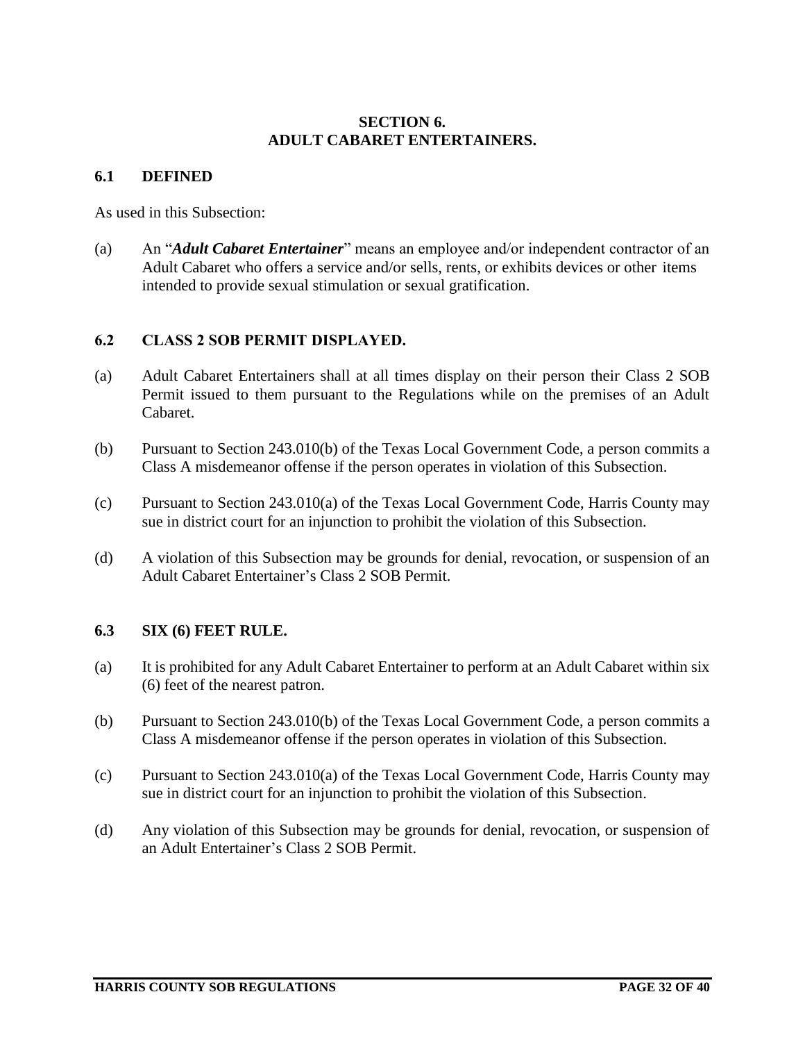## SECTION 6.
## ADULT CABARET ENTERTAINERS.

### 6.1 DEFINED

As used in this Subsection:

(a) An "***Adult Cabaret Entertainer***" means an employee and/or independent contractor of an Adult Cabaret who offers a service and/or sells, rents, or exhibits devices or other items intended to provide sexual stimulation or sexual gratification.

### 6.2 CLASS 2 SOB PERMIT DISPLAYED.

(a) Adult Cabaret Entertainers shall at all times display on their person their Class 2 SOB Permit issued to them pursuant to the Regulations while on the premises of an Adult Cabaret.

(b) Pursuant to Section 243.010(b) of the Texas Local Government Code, a person commits a Class A misdemeanor offense if the person operates in violation of this Subsection.

(c) Pursuant to Section 243.010(a) of the Texas Local Government Code, Harris County may sue in district court for an injunction to prohibit the violation of this Subsection.

(d) A violation of this Subsection may be grounds for denial, revocation, or suspension of an Adult Cabaret Entertainer's Class 2 SOB Permit.

### 6.3 SIX (6) FEET RULE.

(a) It is prohibited for any Adult Cabaret Entertainer to perform at an Adult Cabaret within six (6) feet of the nearest patron.

(b) Pursuant to Section 243.010(b) of the Texas Local Government Code, a person commits a Class A misdemeanor offense if the person operates in violation of this Subsection.

(c) Pursuant to Section 243.010(a) of the Texas Local Government Code, Harris County may sue in district court for an injunction to prohibit the violation of this Subsection.

(d) Any violation of this Subsection may be grounds for denial, revocation, or suspension of an Adult Entertainer's Class 2 SOB Permit.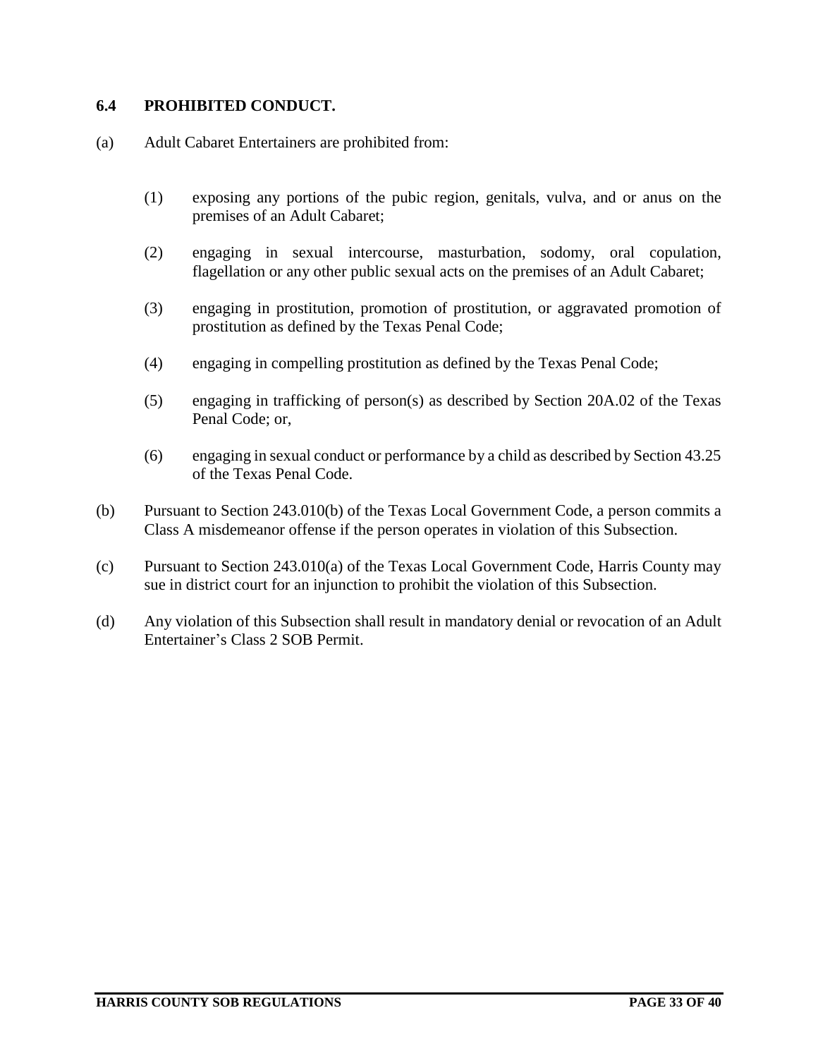### 6.4 PROHIBITED CONDUCT.

(a) Adult Cabaret Entertainers are prohibited from:

> (1) exposing any portions of the pubic region, genitals, vulva, and or anus on the premises of an Adult Cabaret;
>
> (2) engaging in sexual intercourse, masturbation, sodomy, oral copulation, flagellation or any other public sexual acts on the premises of an Adult Cabaret;
>
> (3) engaging in prostitution, promotion of prostitution, or aggravated promotion of prostitution as defined by the Texas Penal Code;
>
> (4) engaging in compelling prostitution as defined by the Texas Penal Code;
>
> (5) engaging in trafficking of person(s) as described by Section 20A.02 of the Texas Penal Code; or,
>
> (6) engaging in sexual conduct or performance by a child as described by Section 43.25 of the Texas Penal Code.

(b) Pursuant to Section 243.010(b) of the Texas Local Government Code, a person commits a Class A misdemeanor offense if the person operates in violation of this Subsection.

(c) Pursuant to Section 243.010(a) of the Texas Local Government Code, Harris County may sue in district court for an injunction to prohibit the violation of this Subsection.

(d) Any violation of this Subsection shall result in mandatory denial or revocation of an Adult Entertainer's Class 2 SOB Permit.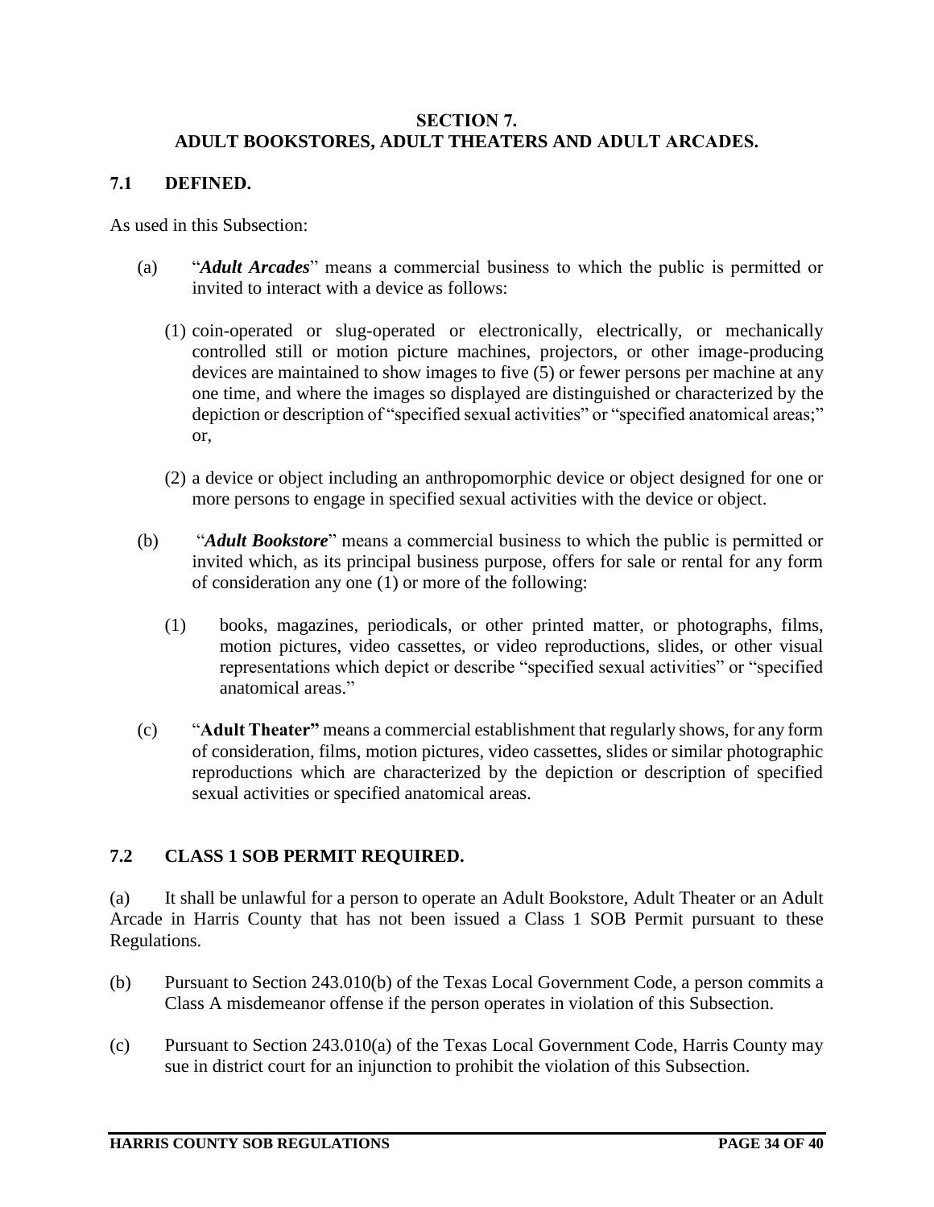## SECTION 7.
## ADULT BOOKSTORES, ADULT THEATERS AND ADULT ARCADES.

### 7.1 DEFINED.

As used in this Subsection:

(a) "***Adult Arcades***" means a commercial business to which the public is permitted or invited to interact with a device as follows:

(1) coin-operated or slug-operated or electronically, electrically, or mechanically controlled still or motion picture machines, projectors, or other image-producing devices are maintained to show images to five (5) or fewer persons per machine at any one time, and where the images so displayed are distinguished or characterized by the depiction or description of "specified sexual activities" or "specified anatomical areas;" or,

(2) a device or object including an anthropomorphic device or object designed for one or more persons to engage in specified sexual activities with the device or object.

(b) "***Adult Bookstore***" means a commercial business to which the public is permitted or invited which, as its principal business purpose, offers for sale or rental for any form of consideration any one (1) or more of the following:

(1) books, magazines, periodicals, or other printed matter, or photographs, films, motion pictures, video cassettes, or video reproductions, slides, or other visual representations which depict or describe "specified sexual activities" or "specified anatomical areas."

(c) "**Adult Theater"** means a commercial establishment that regularly shows, for any form of consideration, films, motion pictures, video cassettes, slides or similar photographic reproductions which are characterized by the depiction or description of specified sexual activities or specified anatomical areas.

### 7.2 CLASS 1 SOB PERMIT REQUIRED.

(a) It shall be unlawful for a person to operate an Adult Bookstore, Adult Theater or an Adult Arcade in Harris County that has not been issued a Class 1 SOB Permit pursuant to these Regulations.

(b) Pursuant to Section 243.010(b) of the Texas Local Government Code, a person commits a Class A misdemeanor offense if the person operates in violation of this Subsection.

(c) Pursuant to Section 243.010(a) of the Texas Local Government Code, Harris County may sue in district court for an injunction to prohibit the violation of this Subsection.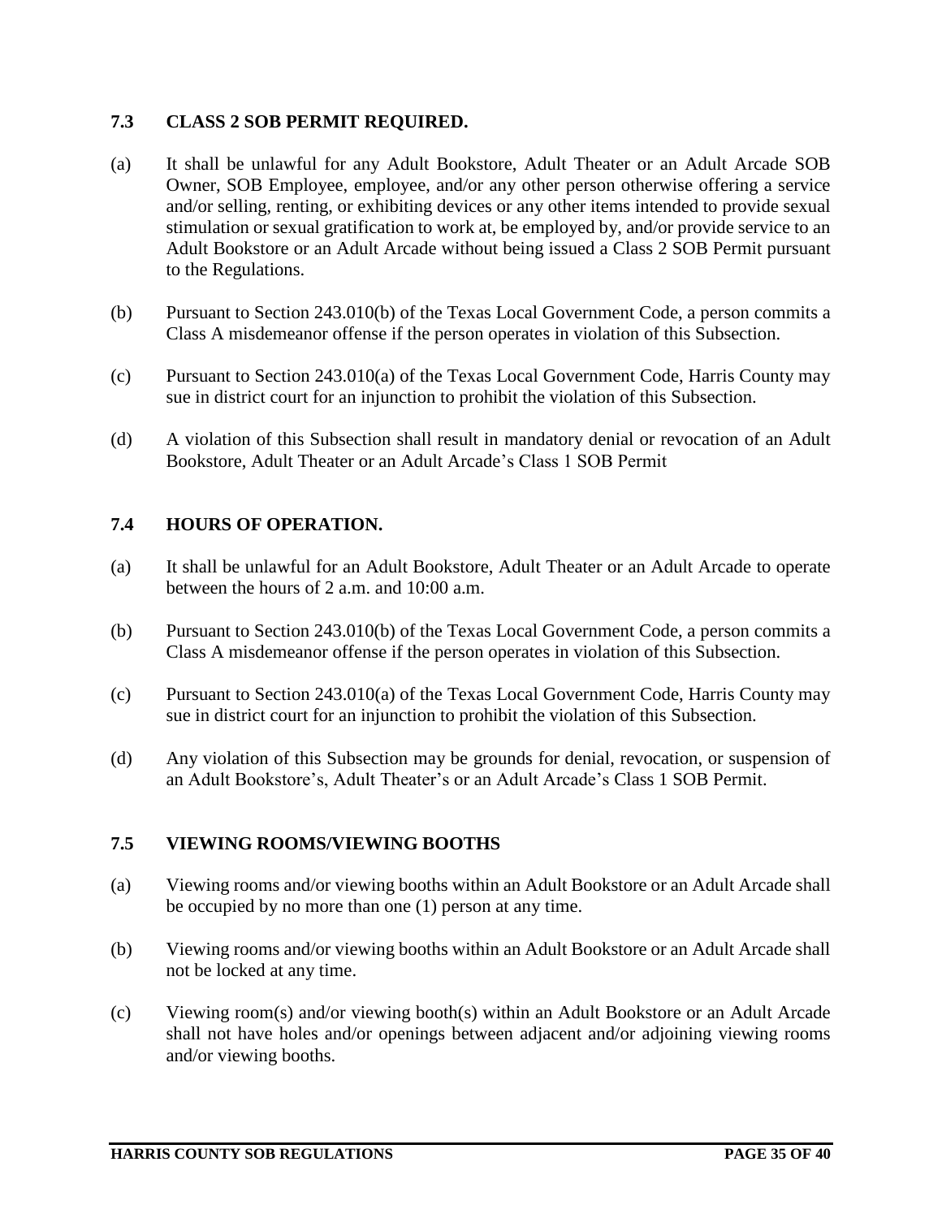### 7.3 CLASS 2 SOB PERMIT REQUIRED.

(a) It shall be unlawful for any Adult Bookstore, Adult Theater or an Adult Arcade SOB Owner, SOB Employee, employee, and/or any other person otherwise offering a service and/or selling, renting, or exhibiting devices or any other items intended to provide sexual stimulation or sexual gratification to work at, be employed by, and/or provide service to an Adult Bookstore or an Adult Arcade without being issued a Class 2 SOB Permit pursuant to the Regulations.

(b) Pursuant to Section 243.010(b) of the Texas Local Government Code, a person commits a Class A misdemeanor offense if the person operates in violation of this Subsection.

(c) Pursuant to Section 243.010(a) of the Texas Local Government Code, Harris County may sue in district court for an injunction to prohibit the violation of this Subsection.

(d) A violation of this Subsection shall result in mandatory denial or revocation of an Adult Bookstore, Adult Theater or an Adult Arcade's Class 1 SOB Permit

### 7.4 HOURS OF OPERATION.

(a) It shall be unlawful for an Adult Bookstore, Adult Theater or an Adult Arcade to operate between the hours of 2 a.m. and 10:00 a.m.

(b) Pursuant to Section 243.010(b) of the Texas Local Government Code, a person commits a Class A misdemeanor offense if the person operates in violation of this Subsection.

(c) Pursuant to Section 243.010(a) of the Texas Local Government Code, Harris County may sue in district court for an injunction to prohibit the violation of this Subsection.

(d) Any violation of this Subsection may be grounds for denial, revocation, or suspension of an Adult Bookstore's, Adult Theater's or an Adult Arcade's Class 1 SOB Permit.

### 7.5 VIEWING ROOMS/VIEWING BOOTHS

(a) Viewing rooms and/or viewing booths within an Adult Bookstore or an Adult Arcade shall be occupied by no more than one (1) person at any time.

(b) Viewing rooms and/or viewing booths within an Adult Bookstore or an Adult Arcade shall not be locked at any time.

(c) Viewing room(s) and/or viewing booth(s) within an Adult Bookstore or an Adult Arcade shall not have holes and/or openings between adjacent and/or adjoining viewing rooms and/or viewing booths.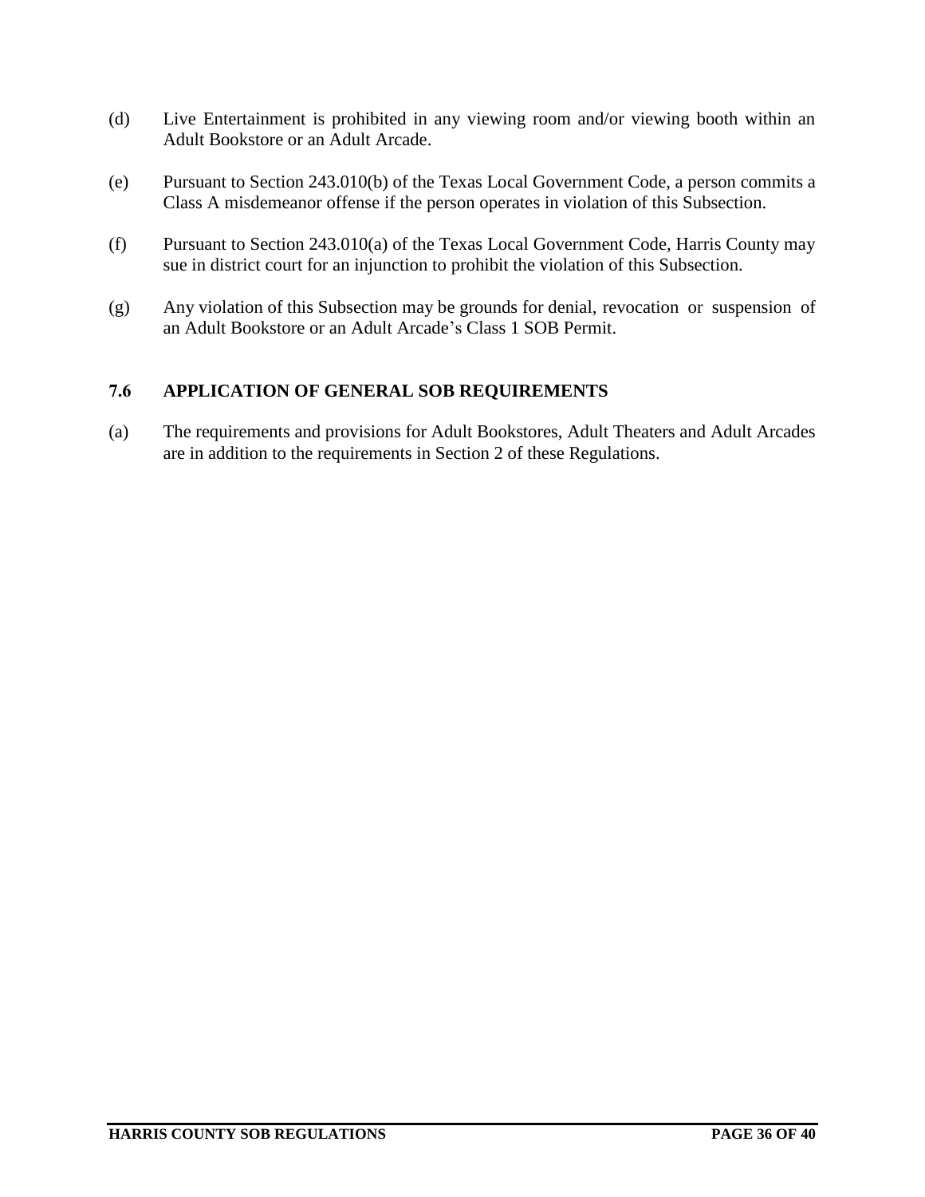(d) Live Entertainment is prohibited in any viewing room and/or viewing booth within an Adult Bookstore or an Adult Arcade.

(e) Pursuant to Section 243.010(b) of the Texas Local Government Code, a person commits a Class A misdemeanor offense if the person operates in violation of this Subsection.

(f) Pursuant to Section 243.010(a) of the Texas Local Government Code, Harris County may sue in district court for an injunction to prohibit the violation of this Subsection.

(g) Any violation of this Subsection may be grounds for denial, revocation or suspension of an Adult Bookstore or an Adult Arcade's Class 1 SOB Permit.

## 7.6 APPLICATION OF GENERAL SOB REQUIREMENTS

(a) The requirements and provisions for Adult Bookstores, Adult Theaters and Adult Arcades are in addition to the requirements in Section 2 of these Regulations.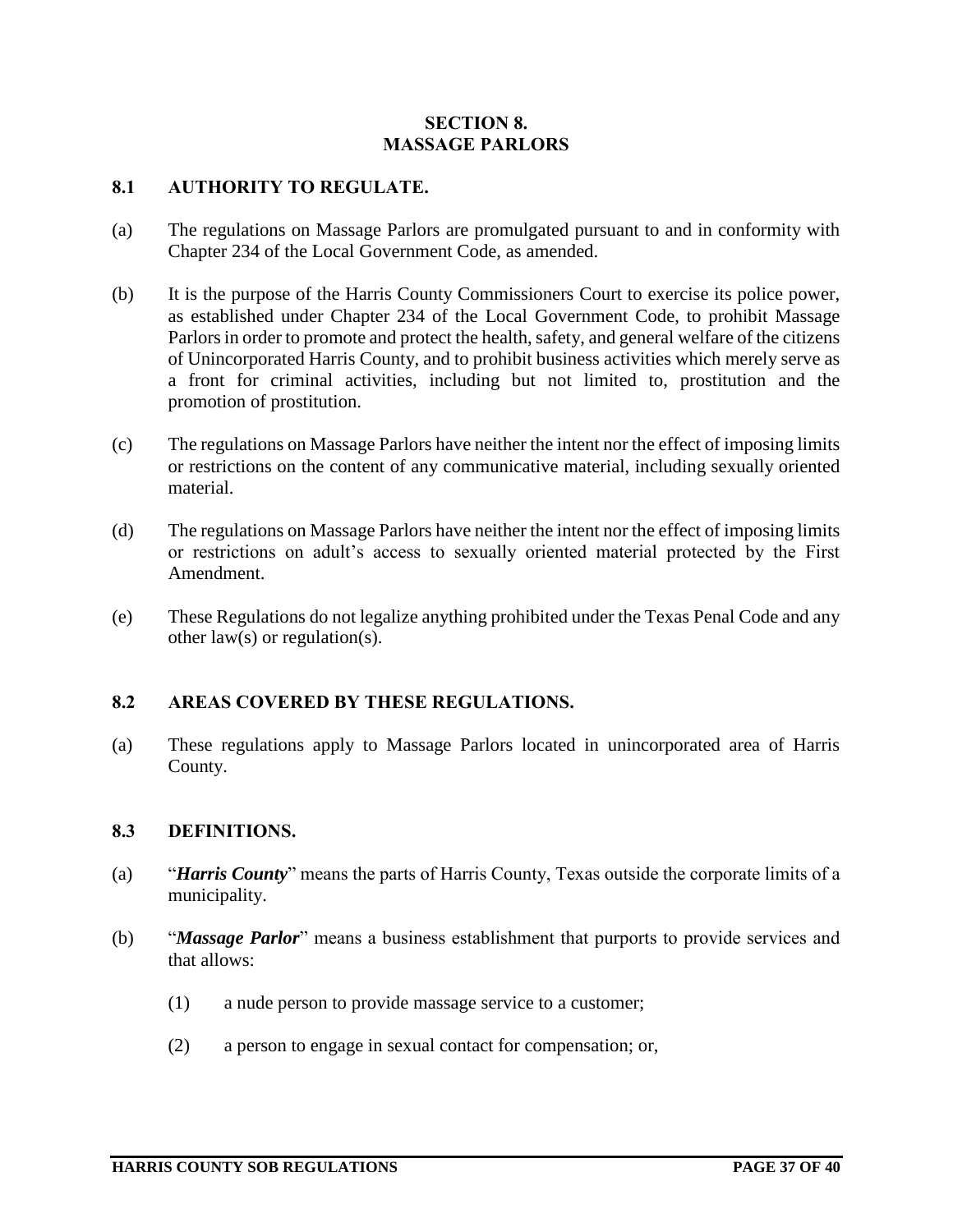## SECTION 8.
## MASSAGE PARLORS

### 8.1 AUTHORITY TO REGULATE.

(a) The regulations on Massage Parlors are promulgated pursuant to and in conformity with Chapter 234 of the Local Government Code, as amended.

(b) It is the purpose of the Harris County Commissioners Court to exercise its police power, as established under Chapter 234 of the Local Government Code, to prohibit Massage Parlors in order to promote and protect the health, safety, and general welfare of the citizens of Unincorporated Harris County, and to prohibit business activities which merely serve as a front for criminal activities, including but not limited to, prostitution and the promotion of prostitution.

(c) The regulations on Massage Parlors have neither the intent nor the effect of imposing limits or restrictions on the content of any communicative material, including sexually oriented material.

(d) The regulations on Massage Parlors have neither the intent nor the effect of imposing limits or restrictions on adult's access to sexually oriented material protected by the First Amendment.

(e) These Regulations do not legalize anything prohibited under the Texas Penal Code and any other law(s) or regulation(s).

### 8.2 AREAS COVERED BY THESE REGULATIONS.

(a) These regulations apply to Massage Parlors located in unincorporated area of Harris County.

### 8.3 DEFINITIONS.

(a) "***Harris County***" means the parts of Harris County, Texas outside the corporate limits of a municipality.

(b) "***Massage Parlor***" means a business establishment that purports to provide services and that allows:

   (1) a nude person to provide massage service to a customer;

   (2) a person to engage in sexual contact for compensation; or,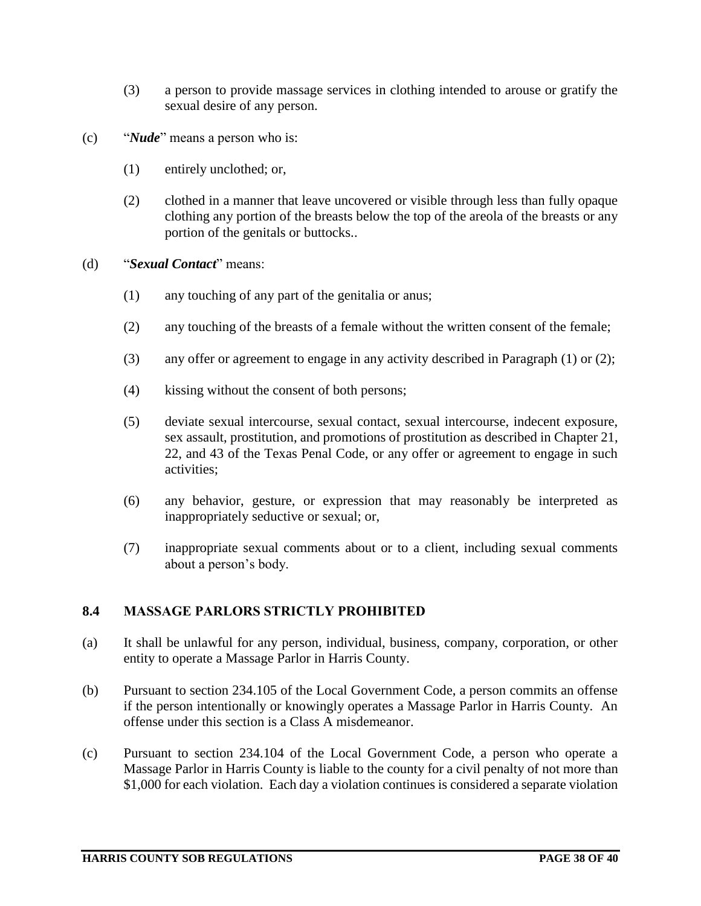(3) a person to provide massage services in clothing intended to arouse or gratify the sexual desire of any person.

(c) "***Nude***" means a person who is:

(1) entirely unclothed; or,

(2) clothed in a manner that leave uncovered or visible through less than fully opaque clothing any portion of the breasts below the top of the areola of the breasts or any portion of the genitals or buttocks..

(d) "***Sexual Contact***" means:

(1) any touching of any part of the genitalia or anus;

(2) any touching of the breasts of a female without the written consent of the female;

(3) any offer or agreement to engage in any activity described in Paragraph (1) or (2);

(4) kissing without the consent of both persons;

(5) deviate sexual intercourse, sexual contact, sexual intercourse, indecent exposure, sex assault, prostitution, and promotions of prostitution as described in Chapter 21, 22, and 43 of the Texas Penal Code, or any offer or agreement to engage in such activities;

(6) any behavior, gesture, or expression that may reasonably be interpreted as inappropriately seductive or sexual; or,

(7) inappropriate sexual comments about or to a client, including sexual comments about a person's body.

## 8.4 MASSAGE PARLORS STRICTLY PROHIBITED

(a) It shall be unlawful for any person, individual, business, company, corporation, or other entity to operate a Massage Parlor in Harris County.

(b) Pursuant to section 234.105 of the Local Government Code, a person commits an offense if the person intentionally or knowingly operates a Massage Parlor in Harris County. An offense under this section is a Class A misdemeanor.

(c) Pursuant to section 234.104 of the Local Government Code, a person who operate a Massage Parlor in Harris County is liable to the county for a civil penalty of not more than $1,000 for each violation. Each day a violation continues is considered a separate violation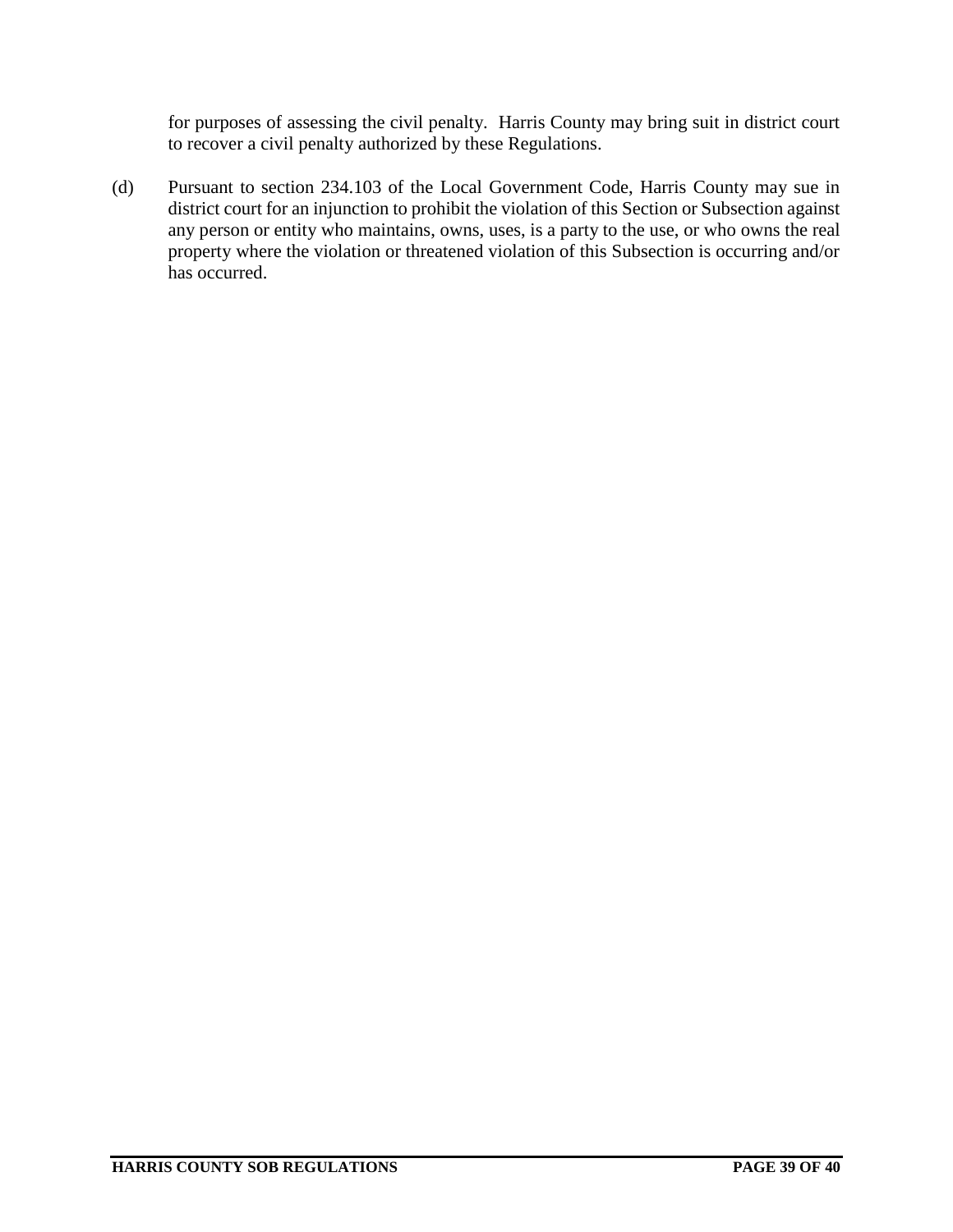for purposes of assessing the civil penalty. Harris County may bring suit in district court to recover a civil penalty authorized by these Regulations.

(d) Pursuant to section 234.103 of the Local Government Code, Harris County may sue in district court for an injunction to prohibit the violation of this Section or Subsection against any person or entity who maintains, owns, uses, is a party to the use, or who owns the real property where the violation or threatened violation of this Subsection is occurring and/or has occurred.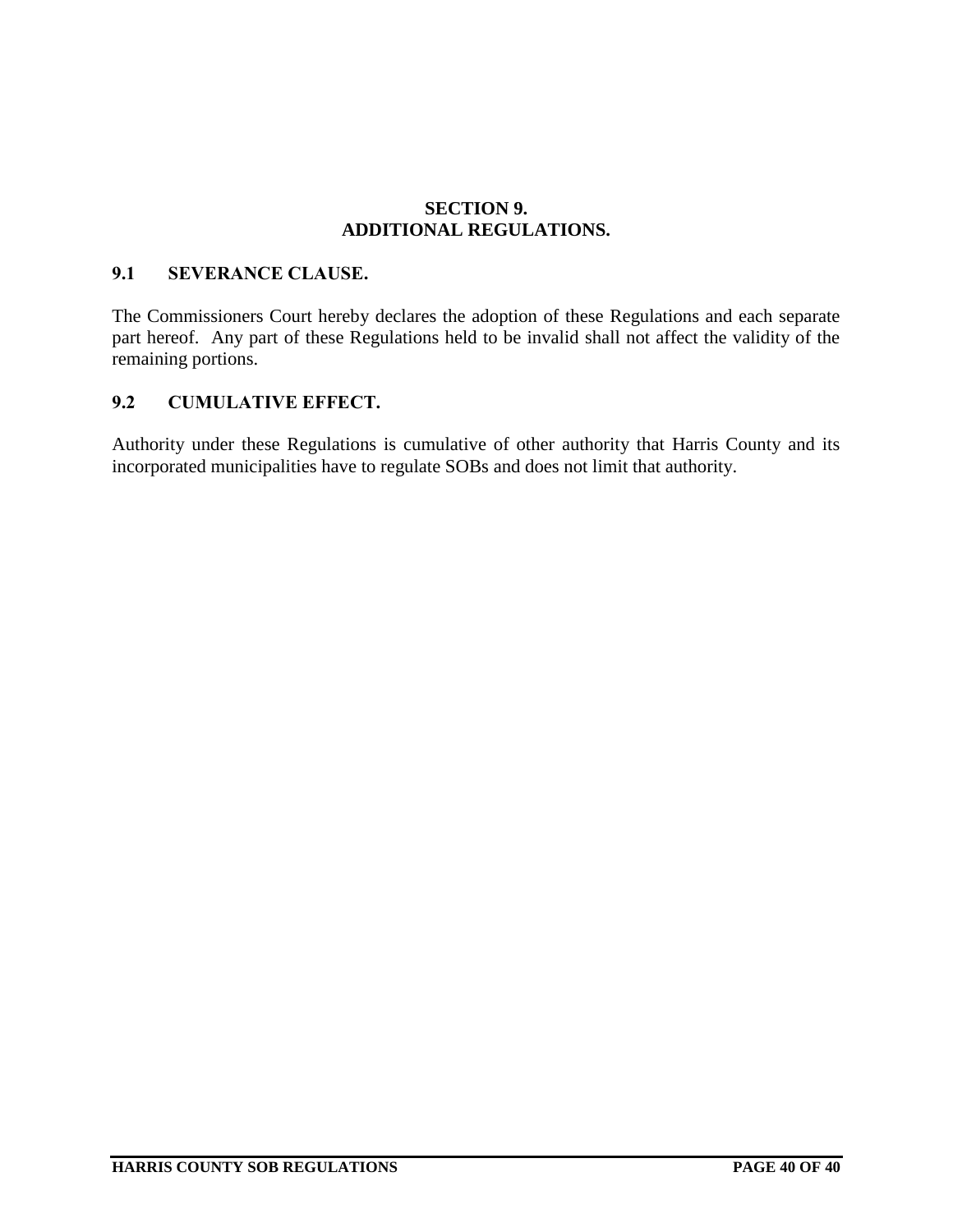# SECTION 9.
# ADDITIONAL REGULATIONS.

## 9.1 SEVERANCE CLAUSE.

The Commissioners Court hereby declares the adoption of these Regulations and each separate part hereof. Any part of these Regulations held to be invalid shall not affect the validity of the remaining portions.

## 9.2 CUMULATIVE EFFECT.

Authority under these Regulations is cumulative of other authority that Harris County and its incorporated municipalities have to regulate SOBs and does not limit that authority.